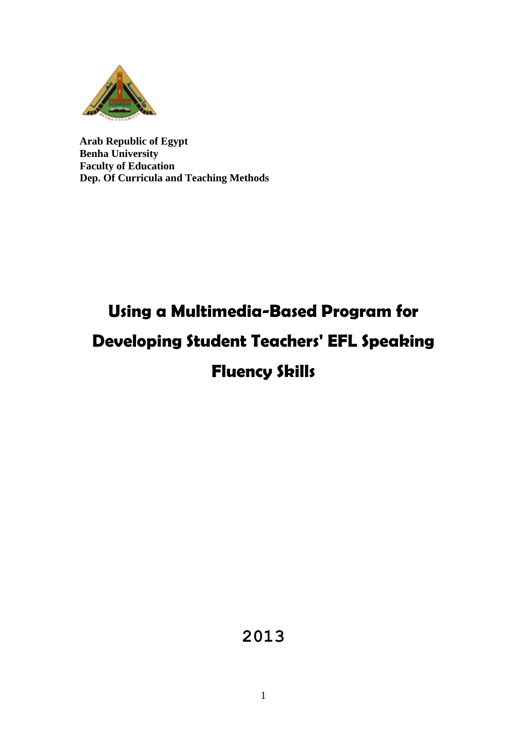**Arab Republic of Egypt**
**Benha University**
**Faculty of Education**
**Dep. Of Curricula and Teaching Methods**

# Using a Multimedia-Based Program for Developing Student Teachers' EFL Speaking Fluency Skills

2013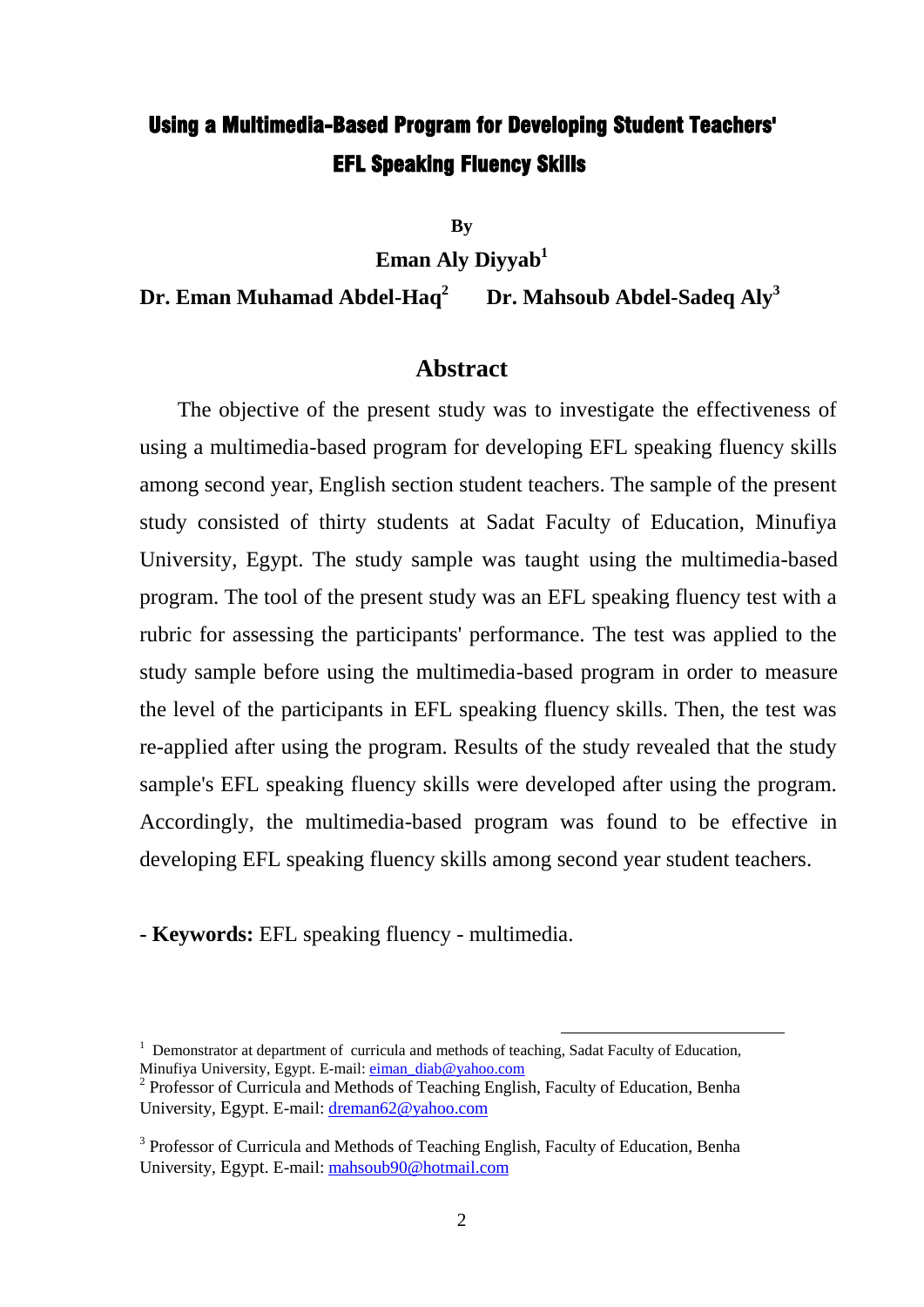# Using a Multimedia-Based Program for Developing Student Teachers' EFL Speaking Fluency Skills

**By**

**Eman Aly Diyyab**[1]

**Dr. Eman Muhamad Abdel-Haq**[2] **Dr. Mahsoub Abdel-Sadeq Aly**[3]

## Abstract

The objective of the present study was to investigate the effectiveness of using a multimedia-based program for developing EFL speaking fluency skills among second year, English section student teachers. The sample of the present study consisted of thirty students at Sadat Faculty of Education, Minufiya University, Egypt. The study sample was taught using the multimedia-based program. The tool of the present study was an EFL speaking fluency test with a rubric for assessing the participants' performance. The test was applied to the study sample before using the multimedia-based program in order to measure the level of the participants in EFL speaking fluency skills. Then, the test was re-applied after using the program. Results of the study revealed that the study sample's EFL speaking fluency skills were developed after using the program. Accordingly, the multimedia-based program was found to be effective in developing EFL speaking fluency skills among second year student teachers.

**- Keywords:** EFL speaking fluency - multimedia.

---

[1] Demonstrator at department of curricula and methods of teaching, Sadat Faculty of Education, Minufiya University, Egypt. E-mail: eiman_diab@yahoo.com

[2] Professor of Curricula and Methods of Teaching English, Faculty of Education, Benha University, Egypt. E-mail: dreman62@yahoo.com

[3] Professor of Curricula and Methods of Teaching English, Faculty of Education, Benha University, Egypt. E-mail: mahsoub90@hotmail.com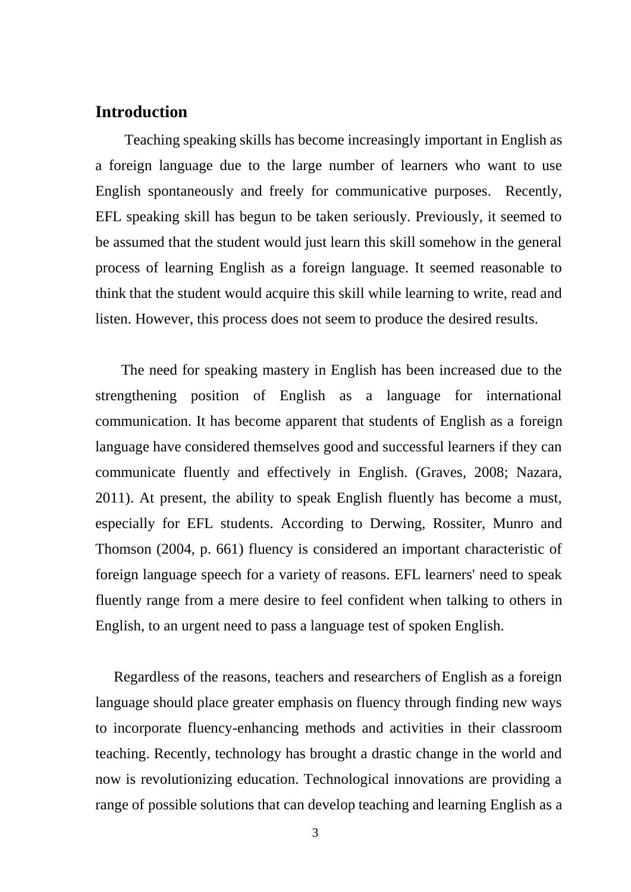## Introduction

Teaching speaking skills has become increasingly important in English as a foreign language due to the large number of learners who want to use English spontaneously and freely for communicative purposes. Recently, EFL speaking skill has begun to be taken seriously. Previously, it seemed to be assumed that the student would just learn this skill somehow in the general process of learning English as a foreign language. It seemed reasonable to think that the student would acquire this skill while learning to write, read and listen. However, this process does not seem to produce the desired results.

The need for speaking mastery in English has been increased due to the strengthening position of English as a language for international communication. It has become apparent that students of English as a foreign language have considered themselves good and successful learners if they can communicate fluently and effectively in English. (Graves, 2008; Nazara, 2011). At present, the ability to speak English fluently has become a must, especially for EFL students. According to Derwing, Rossiter, Munro and Thomson (2004, p. 661) fluency is considered an important characteristic of foreign language speech for a variety of reasons. EFL learners' need to speak fluently range from a mere desire to feel confident when talking to others in English, to an urgent need to pass a language test of spoken English.

Regardless of the reasons, teachers and researchers of English as a foreign language should place greater emphasis on fluency through finding new ways to incorporate fluency-enhancing methods and activities in their classroom teaching. Recently, technology has brought a drastic change in the world and now is revolutionizing education. Technological innovations are providing a range of possible solutions that can develop teaching and learning English as a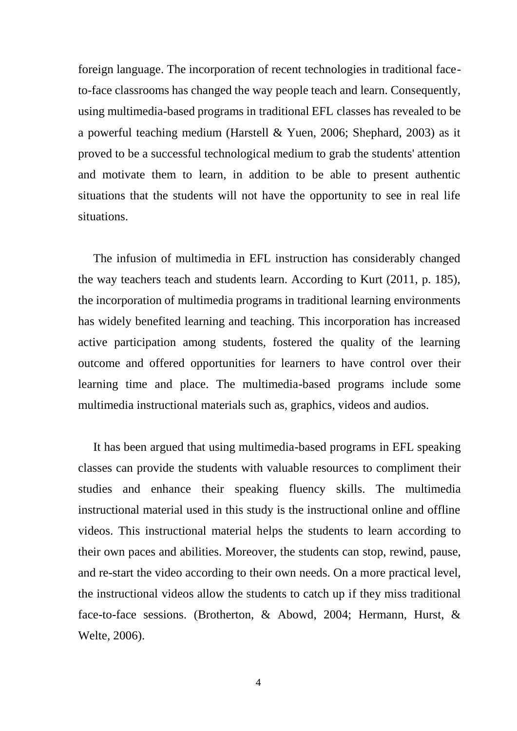foreign language. The incorporation of recent technologies in traditional face-to-face classrooms has changed the way people teach and learn. Consequently, using multimedia-based programs in traditional EFL classes has revealed to be a powerful teaching medium (Harstell & Yuen, 2006; Shephard, 2003) as it proved to be a successful technological medium to grab the students' attention and motivate them to learn, in addition to be able to present authentic situations that the students will not have the opportunity to see in real life situations.

The infusion of multimedia in EFL instruction has considerably changed the way teachers teach and students learn. According to Kurt (2011, p. 185), the incorporation of multimedia programs in traditional learning environments has widely benefited learning and teaching. This incorporation has increased active participation among students, fostered the quality of the learning outcome and offered opportunities for learners to have control over their learning time and place. The multimedia-based programs include some multimedia instructional materials such as, graphics, videos and audios.

It has been argued that using multimedia-based programs in EFL speaking classes can provide the students with valuable resources to compliment their studies and enhance their speaking fluency skills. The multimedia instructional material used in this study is the instructional online and offline videos. This instructional material helps the students to learn according to their own paces and abilities. Moreover, the students can stop, rewind, pause, and re-start the video according to their own needs. On a more practical level, the instructional videos allow the students to catch up if they miss traditional face-to-face sessions. (Brotherton, & Abowd, 2004; Hermann, Hurst, & Welte, 2006).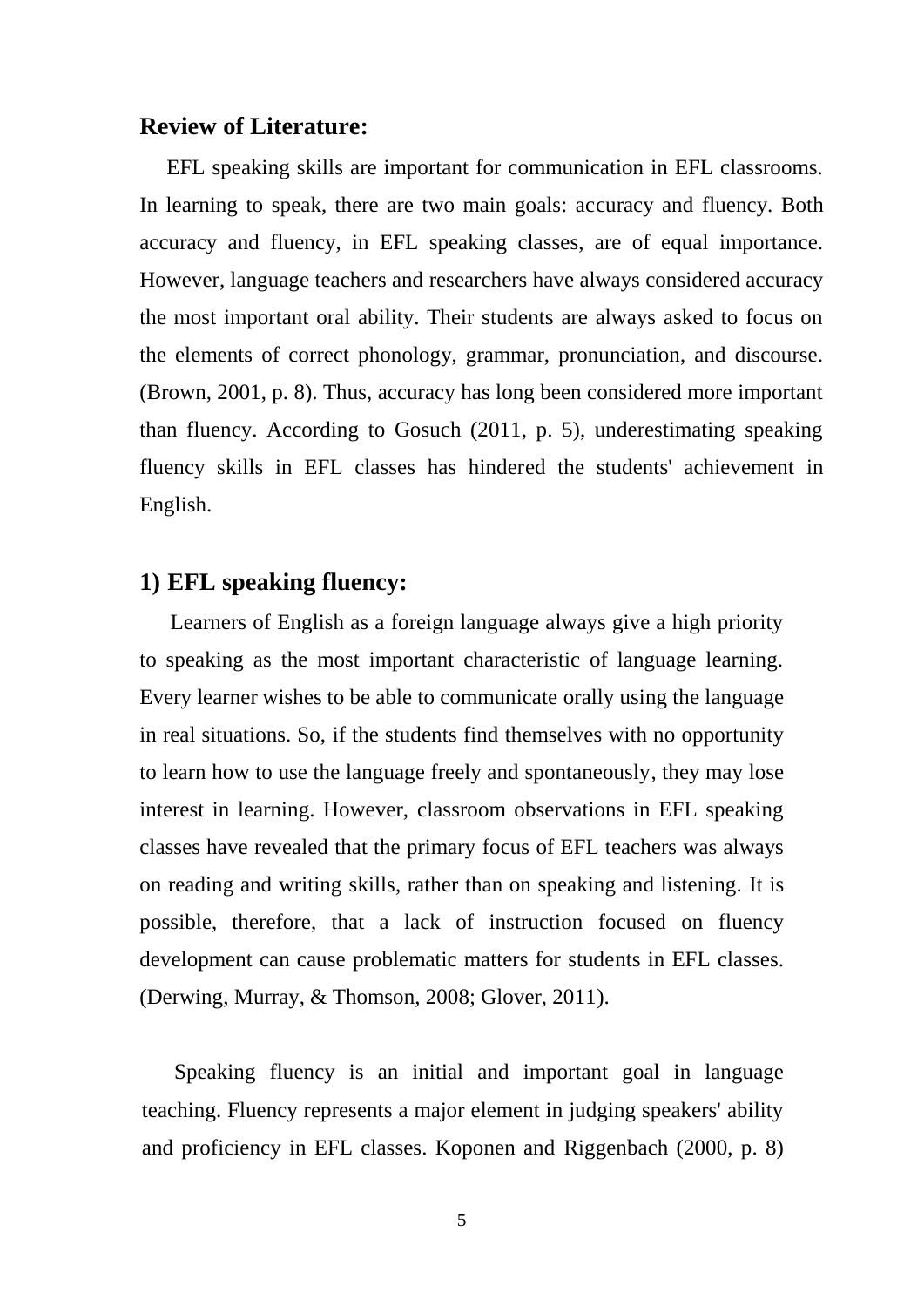## Review of Literature:

EFL speaking skills are important for communication in EFL classrooms. In learning to speak, there are two main goals: accuracy and fluency. Both accuracy and fluency, in EFL speaking classes, are of equal importance. However, language teachers and researchers have always considered accuracy the most important oral ability. Their students are always asked to focus on the elements of correct phonology, grammar, pronunciation, and discourse. (Brown, 2001, p. 8). Thus, accuracy has long been considered more important than fluency. According to Gosuch (2011, p. 5), underestimating speaking fluency skills in EFL classes has hindered the students' achievement in English.

### 1) EFL speaking fluency:

Learners of English as a foreign language always give a high priority to speaking as the most important characteristic of language learning. Every learner wishes to be able to communicate orally using the language in real situations. So, if the students find themselves with no opportunity to learn how to use the language freely and spontaneously, they may lose interest in learning. However, classroom observations in EFL speaking classes have revealed that the primary focus of EFL teachers was always on reading and writing skills, rather than on speaking and listening. It is possible, therefore, that a lack of instruction focused on fluency development can cause problematic matters for students in EFL classes. (Derwing, Murray, & Thomson, 2008; Glover, 2011).

Speaking fluency is an initial and important goal in language teaching. Fluency represents a major element in judging speakers' ability and proficiency in EFL classes. Koponen and Riggenbach (2000, p. 8)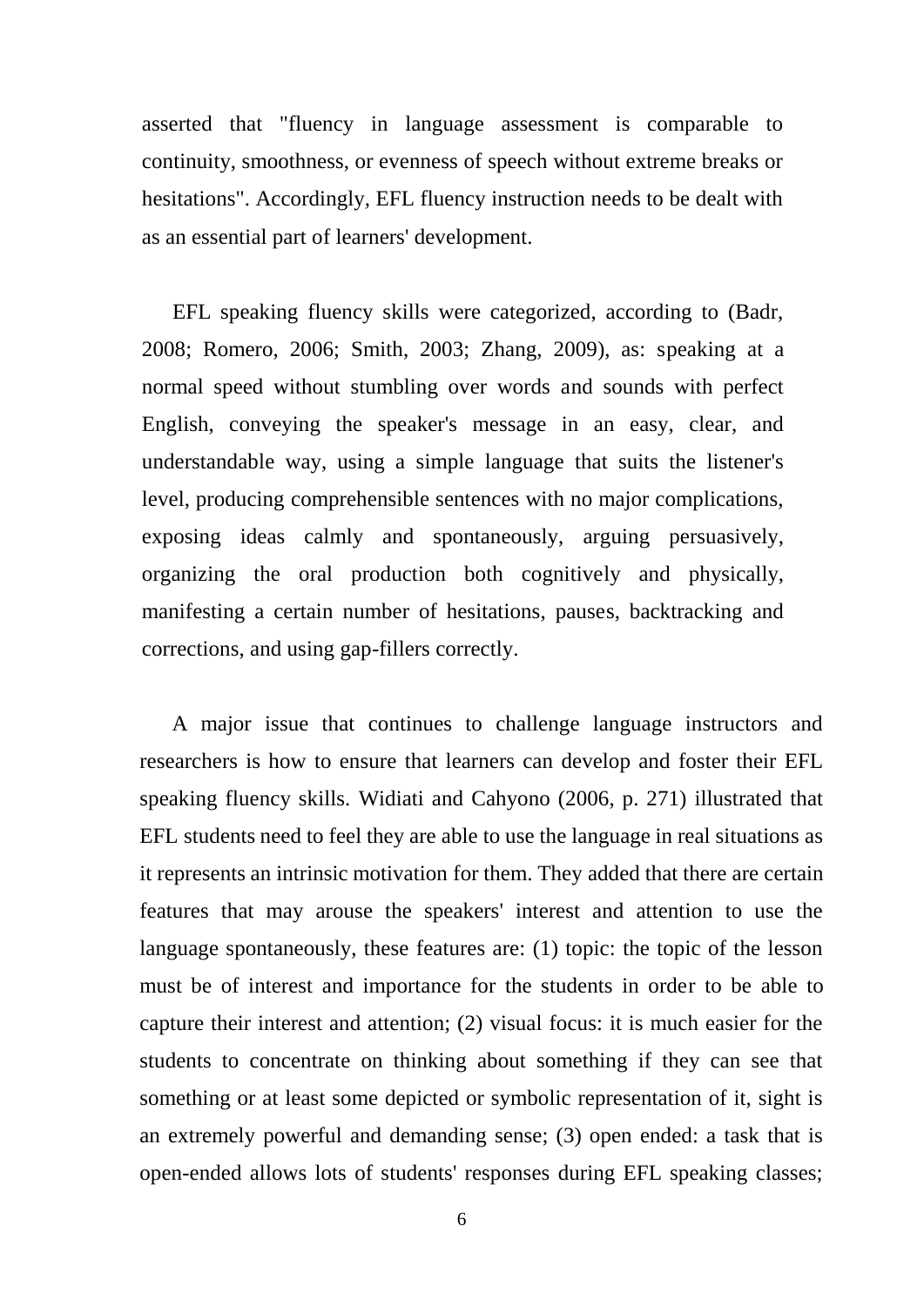asserted that "fluency in language assessment is comparable to continuity, smoothness, or evenness of speech without extreme breaks or hesitations". Accordingly, EFL fluency instruction needs to be dealt with as an essential part of learners' development.

EFL speaking fluency skills were categorized, according to (Badr, 2008; Romero, 2006; Smith, 2003; Zhang, 2009), as: speaking at a normal speed without stumbling over words and sounds with perfect English, conveying the speaker's message in an easy, clear, and understandable way, using a simple language that suits the listener's level, producing comprehensible sentences with no major complications, exposing ideas calmly and spontaneously, arguing persuasively, organizing the oral production both cognitively and physically, manifesting a certain number of hesitations, pauses, backtracking and corrections, and using gap-fillers correctly.

A major issue that continues to challenge language instructors and researchers is how to ensure that learners can develop and foster their EFL speaking fluency skills. Widiati and Cahyono (2006, p. 271) illustrated that EFL students need to feel they are able to use the language in real situations as it represents an intrinsic motivation for them. They added that there are certain features that may arouse the speakers' interest and attention to use the language spontaneously, these features are: (1) topic: the topic of the lesson must be of interest and importance for the students in order to be able to capture their interest and attention; (2) visual focus: it is much easier for the students to concentrate on thinking about something if they can see that something or at least some depicted or symbolic representation of it, sight is an extremely powerful and demanding sense; (3) open ended: a task that is open-ended allows lots of students' responses during EFL speaking classes;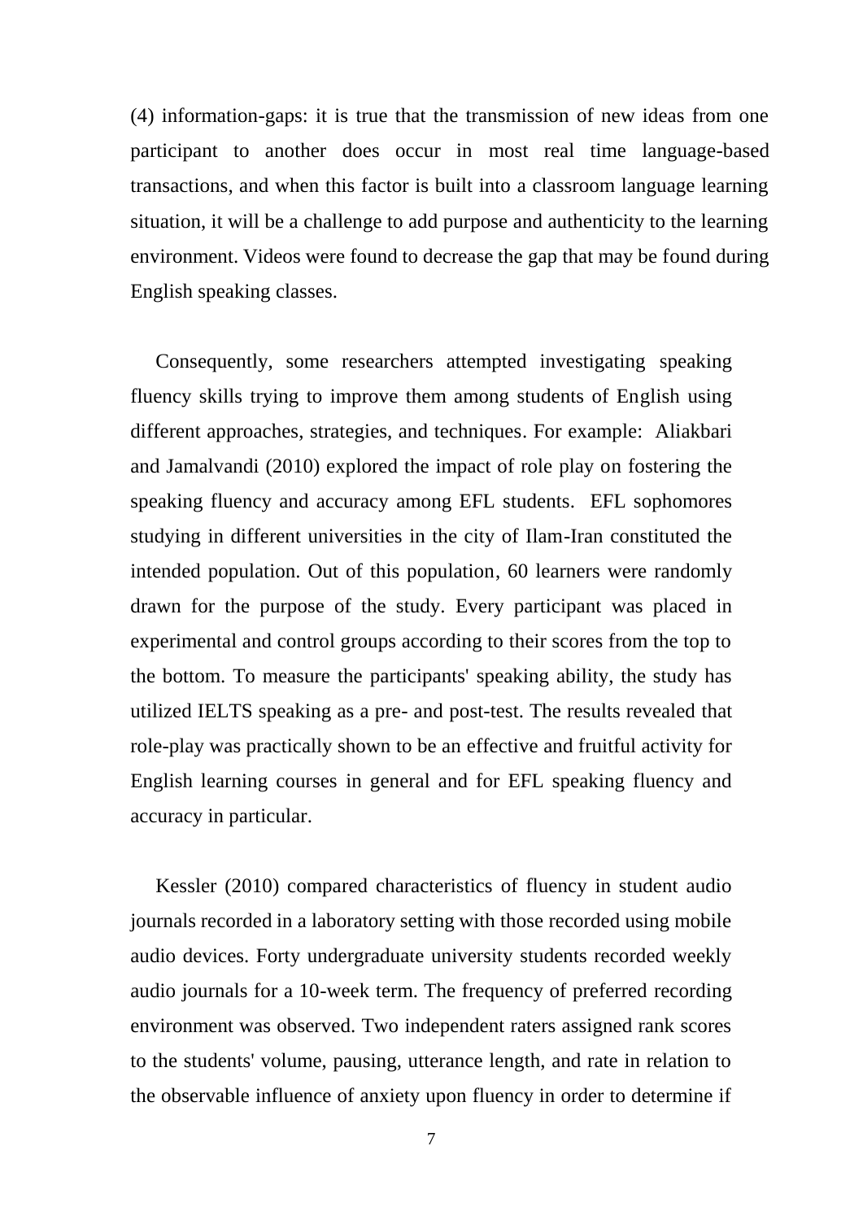(4) information-gaps: it is true that the transmission of new ideas from one participant to another does occur in most real time language-based transactions, and when this factor is built into a classroom language learning situation, it will be a challenge to add purpose and authenticity to the learning environment. Videos were found to decrease the gap that may be found during English speaking classes.

Consequently, some researchers attempted investigating speaking fluency skills trying to improve them among students of English using different approaches, strategies, and techniques. For example: Aliakbari and Jamalvandi (2010) explored the impact of role play on fostering the speaking fluency and accuracy among EFL students. EFL sophomores studying in different universities in the city of Ilam-Iran constituted the intended population. Out of this population, 60 learners were randomly drawn for the purpose of the study. Every participant was placed in experimental and control groups according to their scores from the top to the bottom. To measure the participants' speaking ability, the study has utilized IELTS speaking as a pre- and post-test. The results revealed that role-play was practically shown to be an effective and fruitful activity for English learning courses in general and for EFL speaking fluency and accuracy in particular.

Kessler (2010) compared characteristics of fluency in student audio journals recorded in a laboratory setting with those recorded using mobile audio devices. Forty undergraduate university students recorded weekly audio journals for a 10-week term. The frequency of preferred recording environment was observed. Two independent raters assigned rank scores to the students' volume, pausing, utterance length, and rate in relation to the observable influence of anxiety upon fluency in order to determine if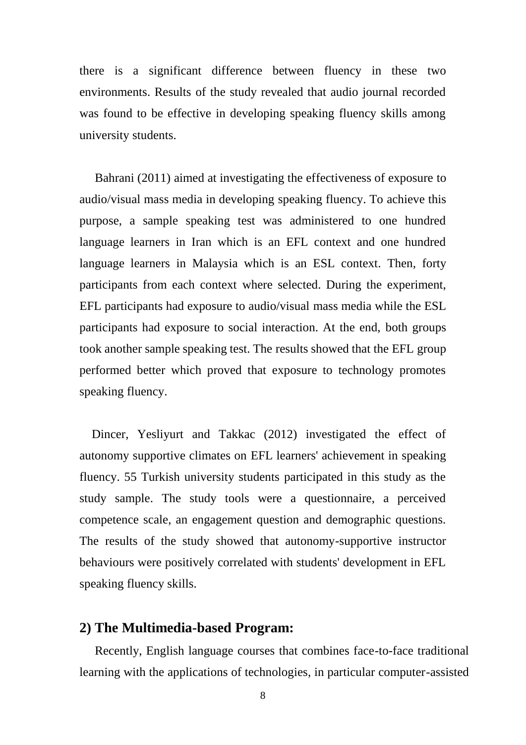there is a significant difference between fluency in these two environments. Results of the study revealed that audio journal recorded was found to be effective in developing speaking fluency skills among university students.

Bahrani (2011) aimed at investigating the effectiveness of exposure to audio/visual mass media in developing speaking fluency. To achieve this purpose, a sample speaking test was administered to one hundred language learners in Iran which is an EFL context and one hundred language learners in Malaysia which is an ESL context. Then, forty participants from each context where selected. During the experiment, EFL participants had exposure to audio/visual mass media while the ESL participants had exposure to social interaction. At the end, both groups took another sample speaking test. The results showed that the EFL group performed better which proved that exposure to technology promotes speaking fluency.

Dincer, Yesliyurt and Takkac (2012) investigated the effect of autonomy supportive climates on EFL learners' achievement in speaking fluency. 55 Turkish university students participated in this study as the study sample. The study tools were a questionnaire, a perceived competence scale, an engagement question and demographic questions. The results of the study showed that autonomy-supportive instructor behaviours were positively correlated with students' development in EFL speaking fluency skills.

## 2) The Multimedia-based Program:

Recently, English language courses that combines face-to-face traditional learning with the applications of technologies, in particular computer-assisted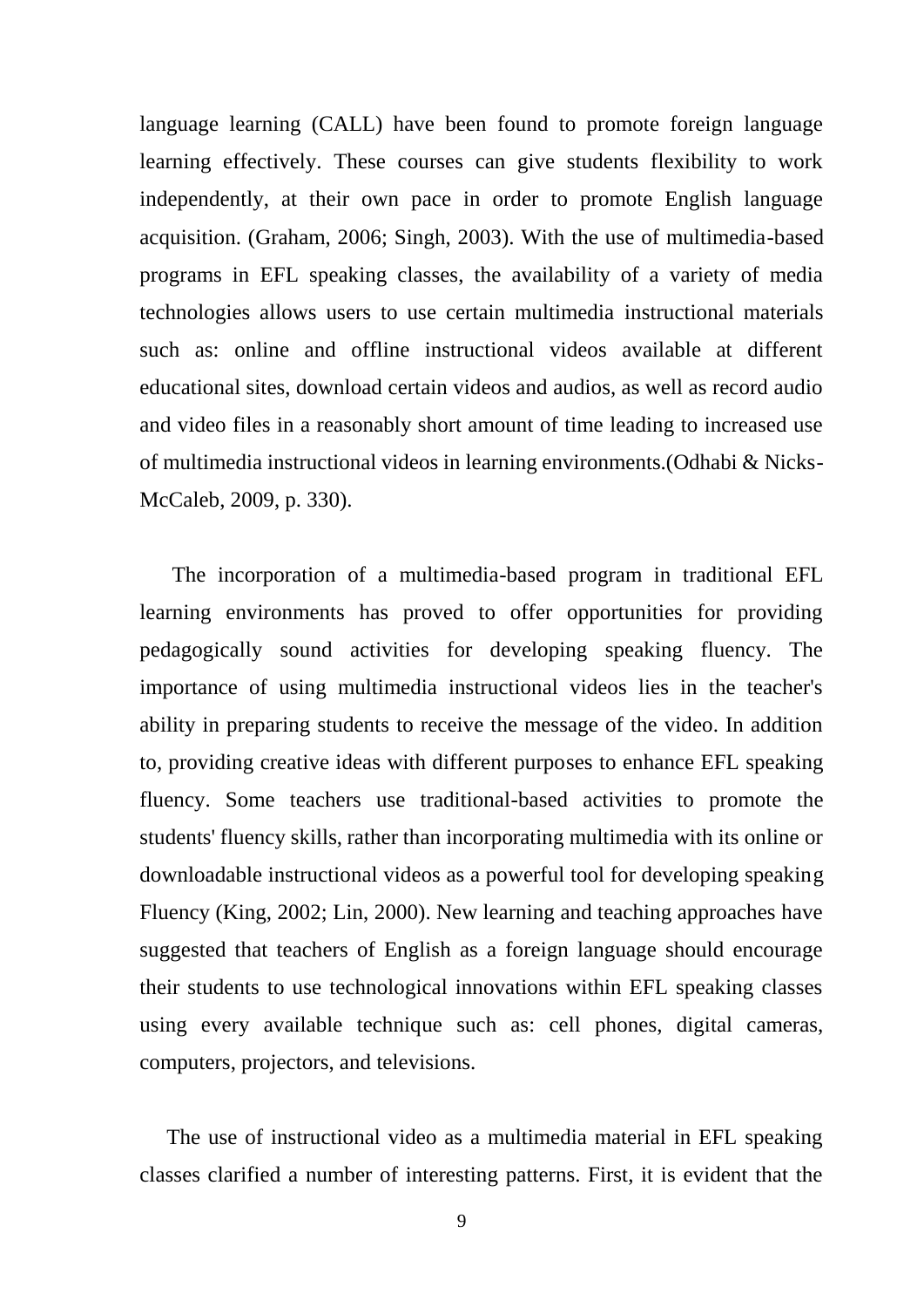language learning (CALL) have been found to promote foreign language learning effectively. These courses can give students flexibility to work independently, at their own pace in order to promote English language acquisition. (Graham, 2006; Singh, 2003). With the use of multimedia-based programs in EFL speaking classes, the availability of a variety of media technologies allows users to use certain multimedia instructional materials such as: online and offline instructional videos available at different educational sites, download certain videos and audios, as well as record audio and video files in a reasonably short amount of time leading to increased use of multimedia instructional videos in learning environments.(Odhabi & Nicks-McCaleb, 2009, p. 330).

The incorporation of a multimedia-based program in traditional EFL learning environments has proved to offer opportunities for providing pedagogically sound activities for developing speaking fluency. The importance of using multimedia instructional videos lies in the teacher's ability in preparing students to receive the message of the video. In addition to, providing creative ideas with different purposes to enhance EFL speaking fluency. Some teachers use traditional-based activities to promote the students' fluency skills, rather than incorporating multimedia with its online or downloadable instructional videos as a powerful tool for developing speaking Fluency (King, 2002; Lin, 2000). New learning and teaching approaches have suggested that teachers of English as a foreign language should encourage their students to use technological innovations within EFL speaking classes using every available technique such as: cell phones, digital cameras, computers, projectors, and televisions.

The use of instructional video as a multimedia material in EFL speaking classes clarified a number of interesting patterns. First, it is evident that the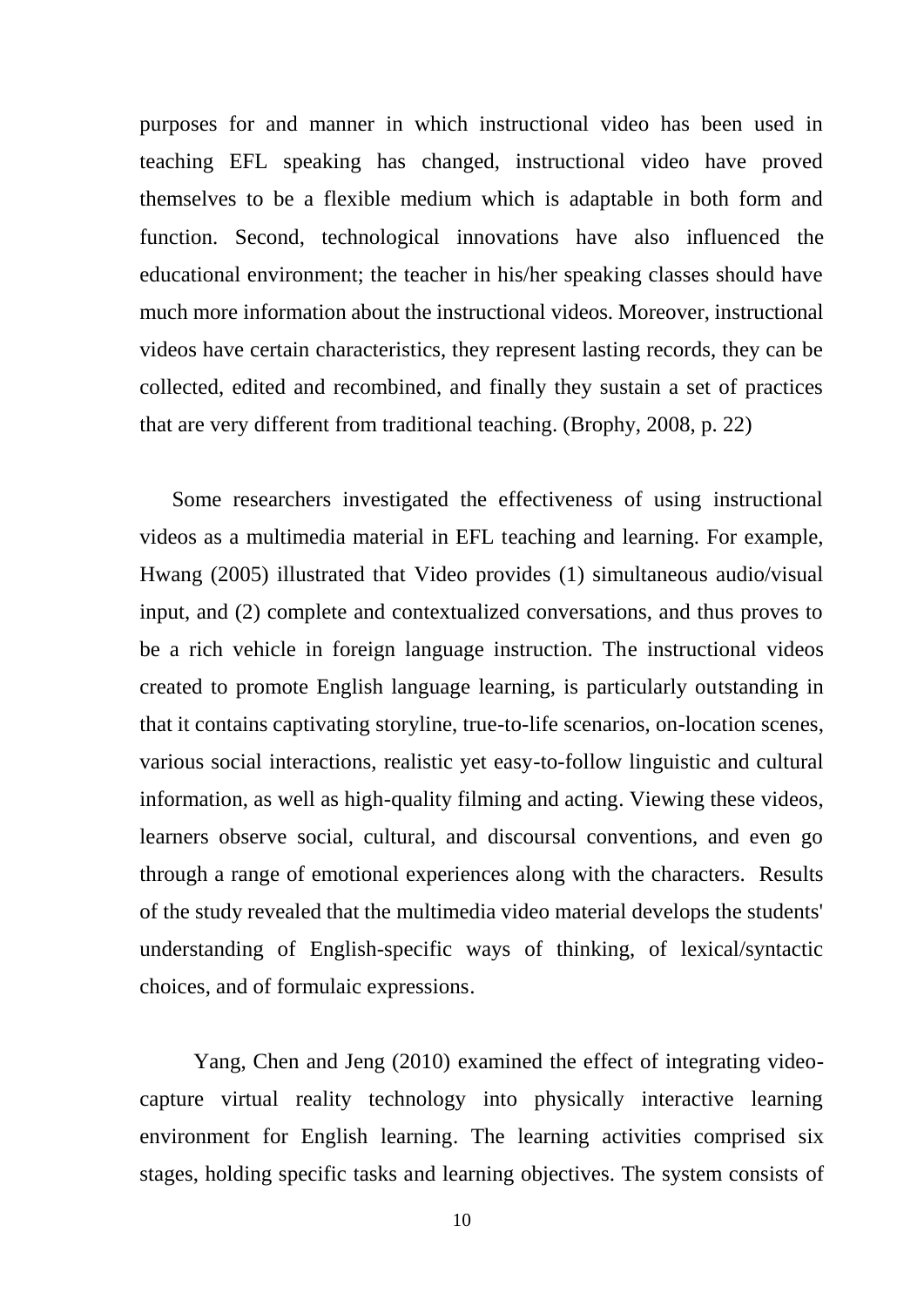purposes for and manner in which instructional video has been used in teaching EFL speaking has changed, instructional video have proved themselves to be a flexible medium which is adaptable in both form and function. Second, technological innovations have also influenced the educational environment; the teacher in his/her speaking classes should have much more information about the instructional videos. Moreover, instructional videos have certain characteristics, they represent lasting records, they can be collected, edited and recombined, and finally they sustain a set of practices that are very different from traditional teaching. (Brophy, 2008, p. 22)

Some researchers investigated the effectiveness of using instructional videos as a multimedia material in EFL teaching and learning. For example, Hwang (2005) illustrated that Video provides (1) simultaneous audio/visual input, and (2) complete and contextualized conversations, and thus proves to be a rich vehicle in foreign language instruction. The instructional videos created to promote English language learning, is particularly outstanding in that it contains captivating storyline, true-to-life scenarios, on-location scenes, various social interactions, realistic yet easy-to-follow linguistic and cultural information, as well as high-quality filming and acting. Viewing these videos, learners observe social, cultural, and discoursal conventions, and even go through a range of emotional experiences along with the characters. Results of the study revealed that the multimedia video material develops the students' understanding of English-specific ways of thinking, of lexical/syntactic choices, and of formulaic expressions.

Yang, Chen and Jeng (2010) examined the effect of integrating video-capture virtual reality technology into physically interactive learning environment for English learning. The learning activities comprised six stages, holding specific tasks and learning objectives. The system consists of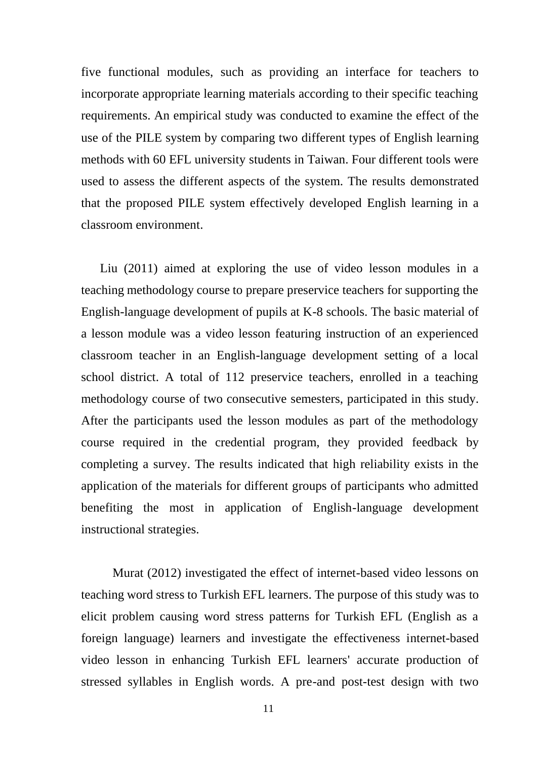five functional modules, such as providing an interface for teachers to incorporate appropriate learning materials according to their specific teaching requirements. An empirical study was conducted to examine the effect of the use of the PILE system by comparing two different types of English learning methods with 60 EFL university students in Taiwan. Four different tools were used to assess the different aspects of the system. The results demonstrated that the proposed PILE system effectively developed English learning in a classroom environment.

Liu (2011) aimed at exploring the use of video lesson modules in a teaching methodology course to prepare preservice teachers for supporting the English-language development of pupils at K-8 schools. The basic material of a lesson module was a video lesson featuring instruction of an experienced classroom teacher in an English-language development setting of a local school district. A total of 112 preservice teachers, enrolled in a teaching methodology course of two consecutive semesters, participated in this study. After the participants used the lesson modules as part of the methodology course required in the credential program, they provided feedback by completing a survey. The results indicated that high reliability exists in the application of the materials for different groups of participants who admitted benefiting the most in application of English-language development instructional strategies.

Murat (2012) investigated the effect of internet-based video lessons on teaching word stress to Turkish EFL learners. The purpose of this study was to elicit problem causing word stress patterns for Turkish EFL (English as a foreign language) learners and investigate the effectiveness internet-based video lesson in enhancing Turkish EFL learners' accurate production of stressed syllables in English words. A pre-and post-test design with two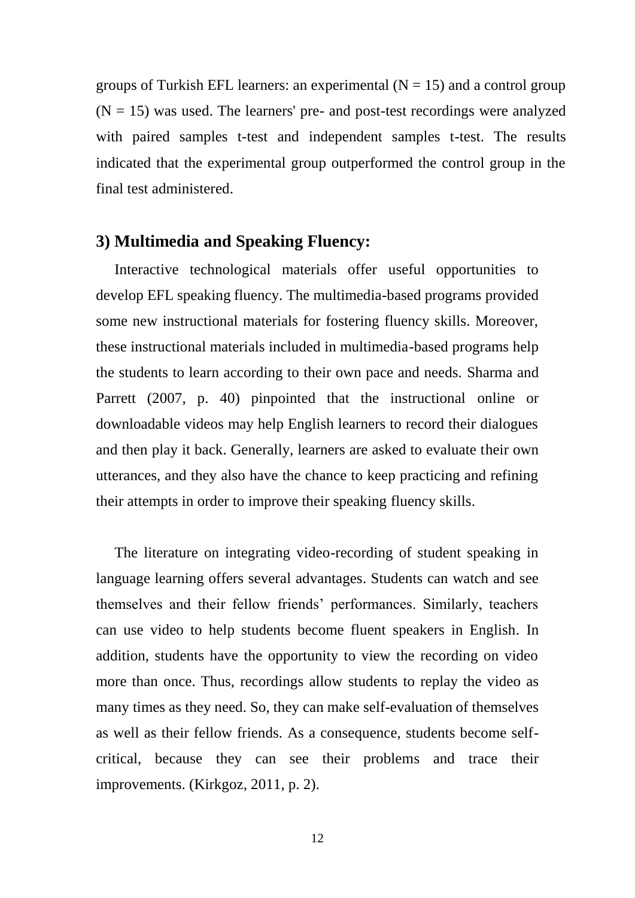groups of Turkish EFL learners: an experimental ($N = 15$) and a control group ($N = 15$) was used. The learners' pre- and post-test recordings were analyzed with paired samples t-test and independent samples t-test. The results indicated that the experimental group outperformed the control group in the final test administered.

### 3) Multimedia and Speaking Fluency:

Interactive technological materials offer useful opportunities to develop EFL speaking fluency. The multimedia-based programs provided some new instructional materials for fostering fluency skills. Moreover, these instructional materials included in multimedia-based programs help the students to learn according to their own pace and needs. Sharma and Parrett (2007, p. 40) pinpointed that the instructional online or downloadable videos may help English learners to record their dialogues and then play it back. Generally, learners are asked to evaluate their own utterances, and they also have the chance to keep practicing and refining their attempts in order to improve their speaking fluency skills.

The literature on integrating video-recording of student speaking in language learning offers several advantages. Students can watch and see themselves and their fellow friends' performances. Similarly, teachers can use video to help students become fluent speakers in English. In addition, students have the opportunity to view the recording on video more than once. Thus, recordings allow students to replay the video as many times as they need. So, they can make self-evaluation of themselves as well as their fellow friends. As a consequence, students become self-critical, because they can see their problems and trace their improvements. (Kirkgoz, 2011, p. 2).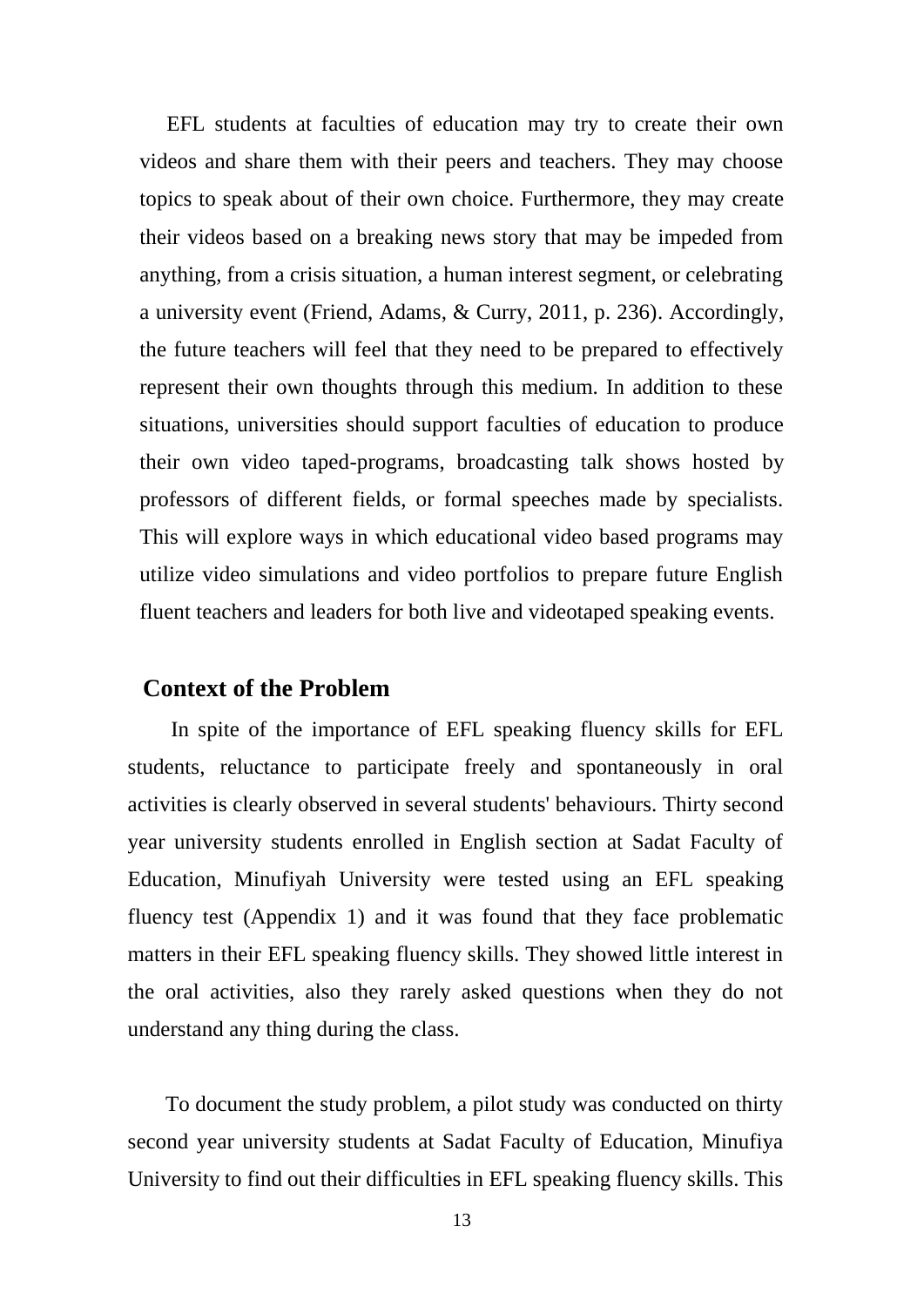EFL students at faculties of education may try to create their own videos and share them with their peers and teachers. They may choose topics to speak about of their own choice. Furthermore, they may create their videos based on a breaking news story that may be impeded from anything, from a crisis situation, a human interest segment, or celebrating a university event (Friend, Adams, & Curry, 2011, p. 236). Accordingly, the future teachers will feel that they need to be prepared to effectively represent their own thoughts through this medium. In addition to these situations, universities should support faculties of education to produce their own video taped-programs, broadcasting talk shows hosted by professors of different fields, or formal speeches made by specialists. This will explore ways in which educational video based programs may utilize video simulations and video portfolios to prepare future English fluent teachers and leaders for both live and videotaped speaking events.

## Context of the Problem

In spite of the importance of EFL speaking fluency skills for EFL students, reluctance to participate freely and spontaneously in oral activities is clearly observed in several students' behaviours. Thirty second year university students enrolled in English section at Sadat Faculty of Education, Minufiyah University were tested using an EFL speaking fluency test (Appendix 1) and it was found that they face problematic matters in their EFL speaking fluency skills. They showed little interest in the oral activities, also they rarely asked questions when they do not understand any thing during the class.

To document the study problem, a pilot study was conducted on thirty second year university students at Sadat Faculty of Education, Minufiya University to find out their difficulties in EFL speaking fluency skills. This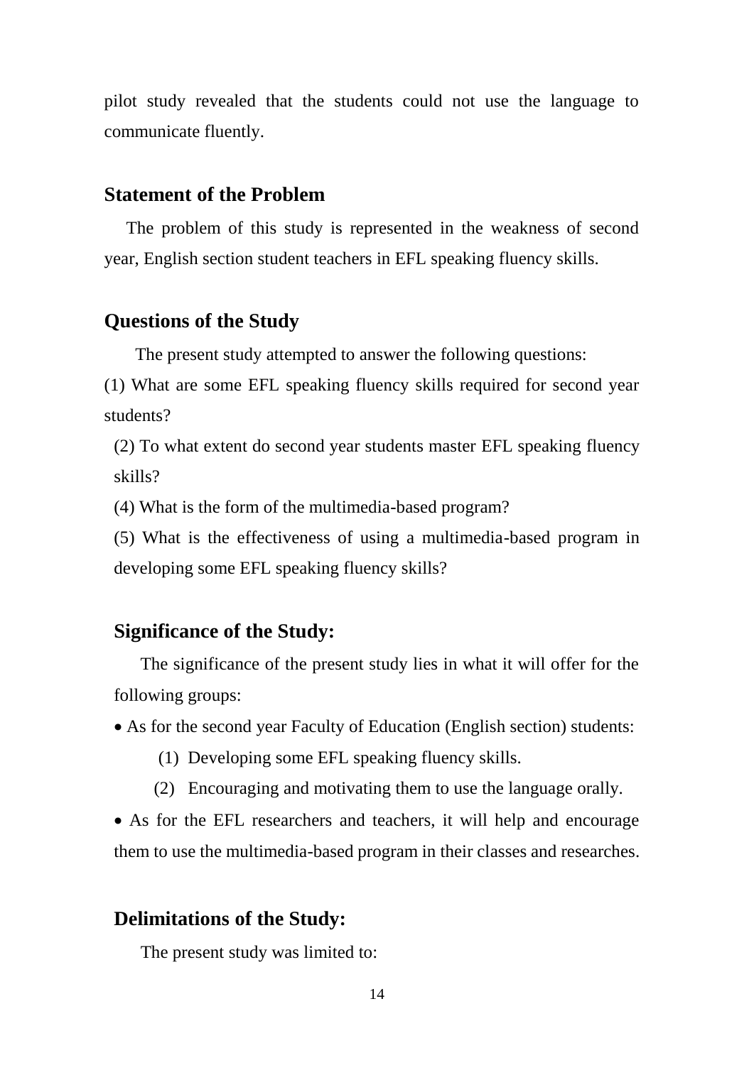pilot study revealed that the students could not use the language to communicate fluently.

## Statement of the Problem

The problem of this study is represented in the weakness of second year, English section student teachers in EFL speaking fluency skills.

## Questions of the Study

The present study attempted to answer the following questions:

(1) What are some EFL speaking fluency skills required for second year students?

(2) To what extent do second year students master EFL speaking fluency skills?

(4) What is the form of the multimedia-based program?

(5) What is the effectiveness of using a multimedia-based program in developing some EFL speaking fluency skills?

## Significance of the Study:

The significance of the present study lies in what it will offer for the following groups:

- As for the second year Faculty of Education (English section) students:
  1. Developing some EFL speaking fluency skills.
  2. Encouraging and motivating them to use the language orally.
- As for the EFL researchers and teachers, it will help and encourage them to use the multimedia-based program in their classes and researches.

## Delimitations of the Study:

The present study was limited to: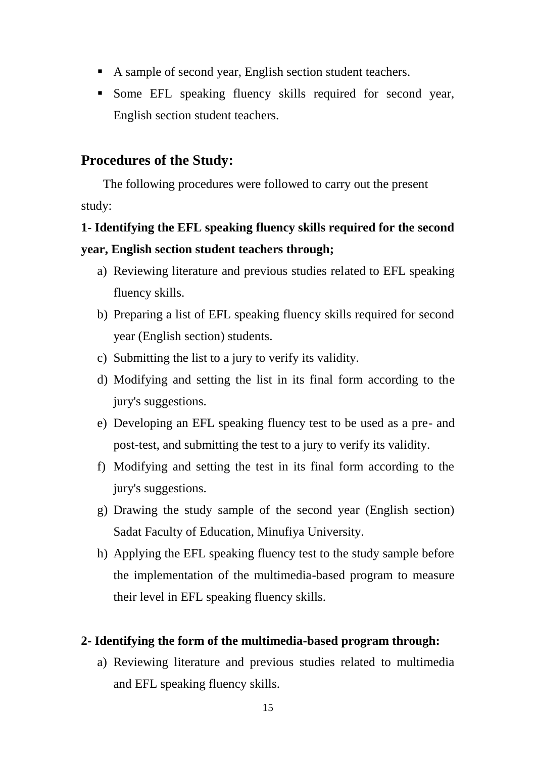- A sample of second year, English section student teachers.
- Some EFL speaking fluency skills required for second year, English section student teachers.

## Procedures of the Study:

The following procedures were followed to carry out the present study:

**1- Identifying the EFL speaking fluency skills required for the second year, English section student teachers through;**

a) Reviewing literature and previous studies related to EFL speaking fluency skills.
b) Preparing a list of EFL speaking fluency skills required for second year (English section) students.
c) Submitting the list to a jury to verify its validity.
d) Modifying and setting the list in its final form according to the jury's suggestions.
e) Developing an EFL speaking fluency test to be used as a pre- and post-test, and submitting the test to a jury to verify its validity.
f) Modifying and setting the test in its final form according to the jury's suggestions.
g) Drawing the study sample of the second year (English section) Sadat Faculty of Education, Minufiya University.
h) Applying the EFL speaking fluency test to the study sample before the implementation of the multimedia-based program to measure their level in EFL speaking fluency skills.

**2- Identifying the form of the multimedia-based program through:**

a) Reviewing literature and previous studies related to multimedia and EFL speaking fluency skills.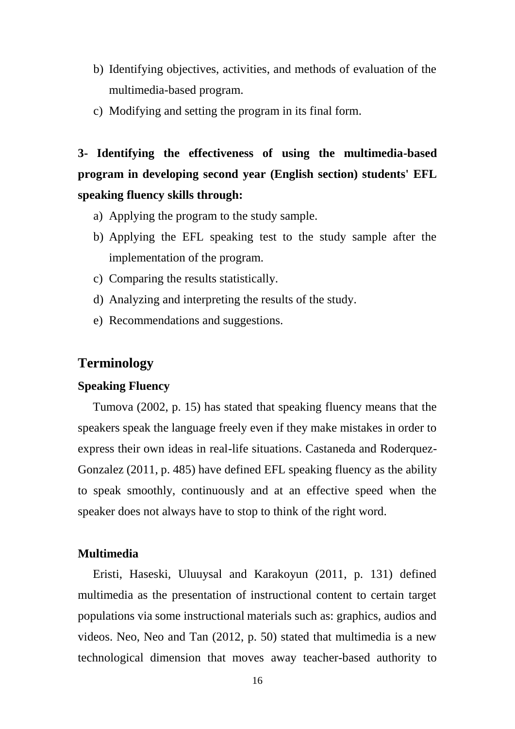b) Identifying objectives, activities, and methods of evaluation of the multimedia-based program.
c) Modifying and setting the program in its final form.

**3- Identifying the effectiveness of using the multimedia-based program in developing second year (English section) students' EFL speaking fluency skills through:**

a) Applying the program to the study sample.
b) Applying the EFL speaking test to the study sample after the implementation of the program.
c) Comparing the results statistically.
d) Analyzing and interpreting the results of the study.
e) Recommendations and suggestions.

## Terminology

### Speaking Fluency

Tumova (2002, p. 15) has stated that speaking fluency means that the speakers speak the language freely even if they make mistakes in order to express their own ideas in real-life situations. Castaneda and Roderquez-Gonzalez (2011, p. 485) have defined EFL speaking fluency as the ability to speak smoothly, continuously and at an effective speed when the speaker does not always have to stop to think of the right word.

### Multimedia

Eristi, Haseski, Uluuysal and Karakoyun (2011, p. 131) defined multimedia as the presentation of instructional content to certain target populations via some instructional materials such as: graphics, audios and videos. Neo, Neo and Tan (2012, p. 50) stated that multimedia is a new technological dimension that moves away teacher-based authority to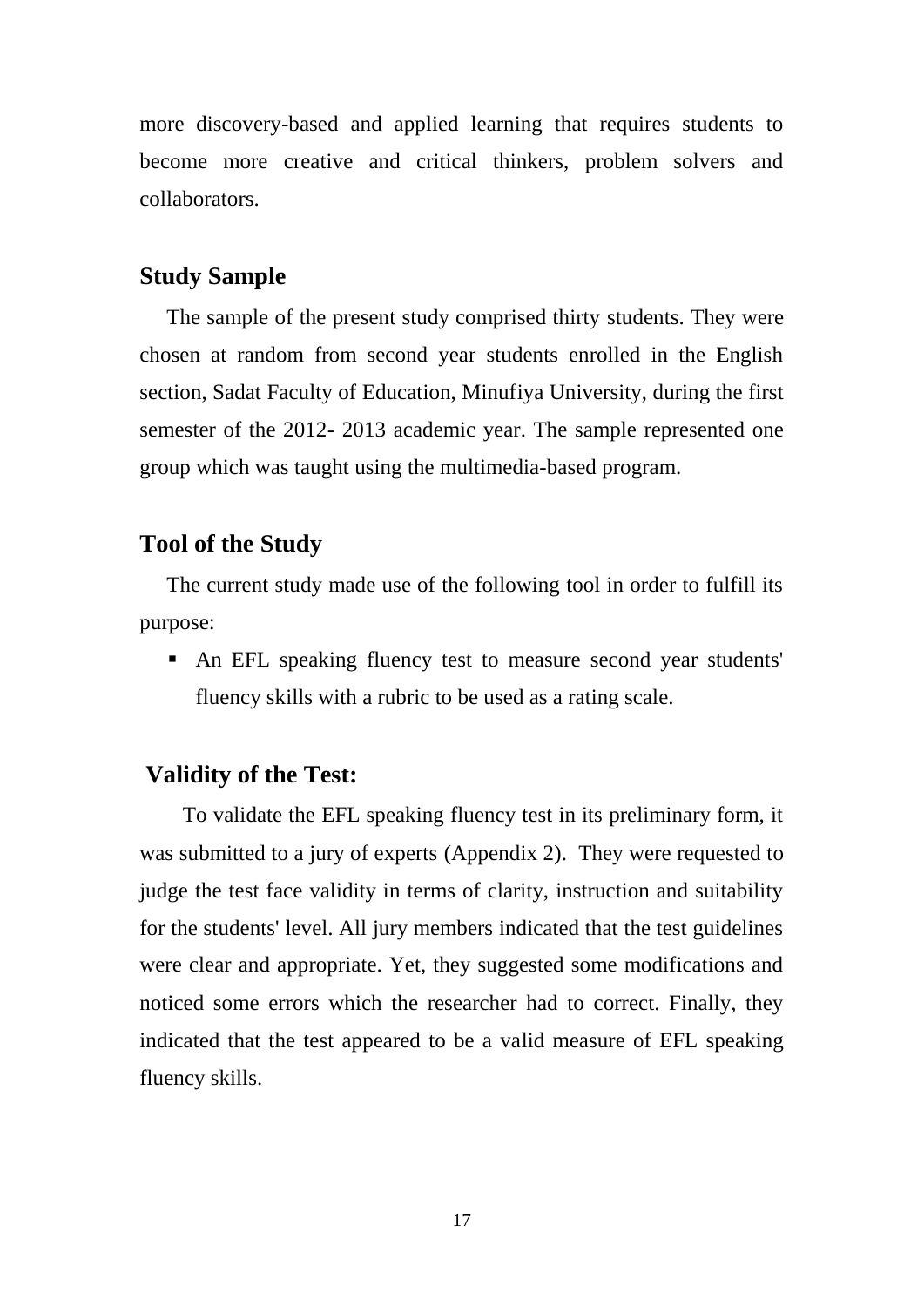more discovery-based and applied learning that requires students to become more creative and critical thinkers, problem solvers and collaborators.

## Study Sample

The sample of the present study comprised thirty students. They were chosen at random from second year students enrolled in the English section, Sadat Faculty of Education, Minufiya University, during the first semester of the 2012- 2013 academic year. The sample represented one group which was taught using the multimedia-based program.

## Tool of the Study

The current study made use of the following tool in order to fulfill its purpose:

- An EFL speaking fluency test to measure second year students' fluency skills with a rubric to be used as a rating scale.

## Validity of the Test:

To validate the EFL speaking fluency test in its preliminary form, it was submitted to a jury of experts (Appendix 2). They were requested to judge the test face validity in terms of clarity, instruction and suitability for the students' level. All jury members indicated that the test guidelines were clear and appropriate. Yet, they suggested some modifications and noticed some errors which the researcher had to correct. Finally, they indicated that the test appeared to be a valid measure of EFL speaking fluency skills.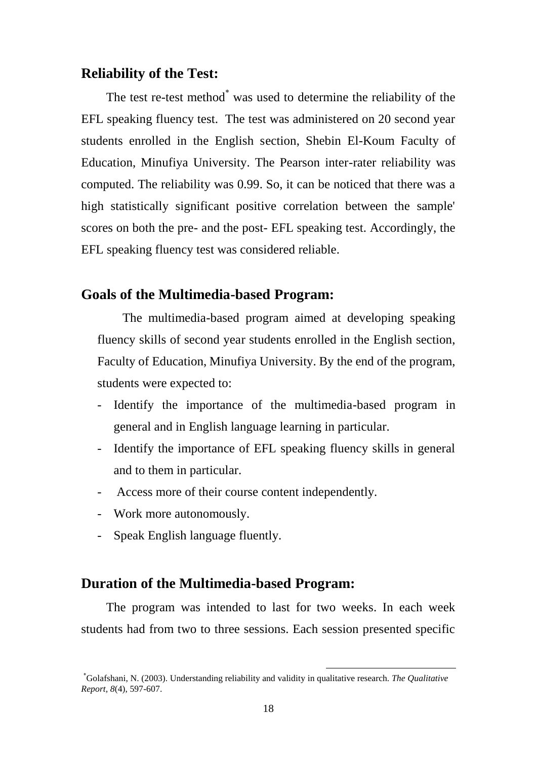## Reliability of the Test:

The test re-test method[*] was used to determine the reliability of the EFL speaking fluency test. The test was administered on 20 second year students enrolled in the English section, Shebin El-Koum Faculty of Education, Minufiya University. The Pearson inter-rater reliability was computed. The reliability was 0.99. So, it can be noticed that there was a high statistically significant positive correlation between the sample' scores on both the pre- and the post- EFL speaking test. Accordingly, the EFL speaking fluency test was considered reliable.

## Goals of the Multimedia-based Program:

The multimedia-based program aimed at developing speaking fluency skills of second year students enrolled in the English section, Faculty of Education, Minufiya University. By the end of the program, students were expected to:

- Identify the importance of the multimedia-based program in general and in English language learning in particular.
- Identify the importance of EFL speaking fluency skills in general and to them in particular.
- Access more of their course content independently.
- Work more autonomously.
- Speak English language fluently.

## Duration of the Multimedia-based Program:

The program was intended to last for two weeks. In each week students had from two to three sessions. Each session presented specific

[*] Golafshani, N. (2003). Understanding reliability and validity in qualitative research. *The Qualitative Report, 8*(4), 597-607.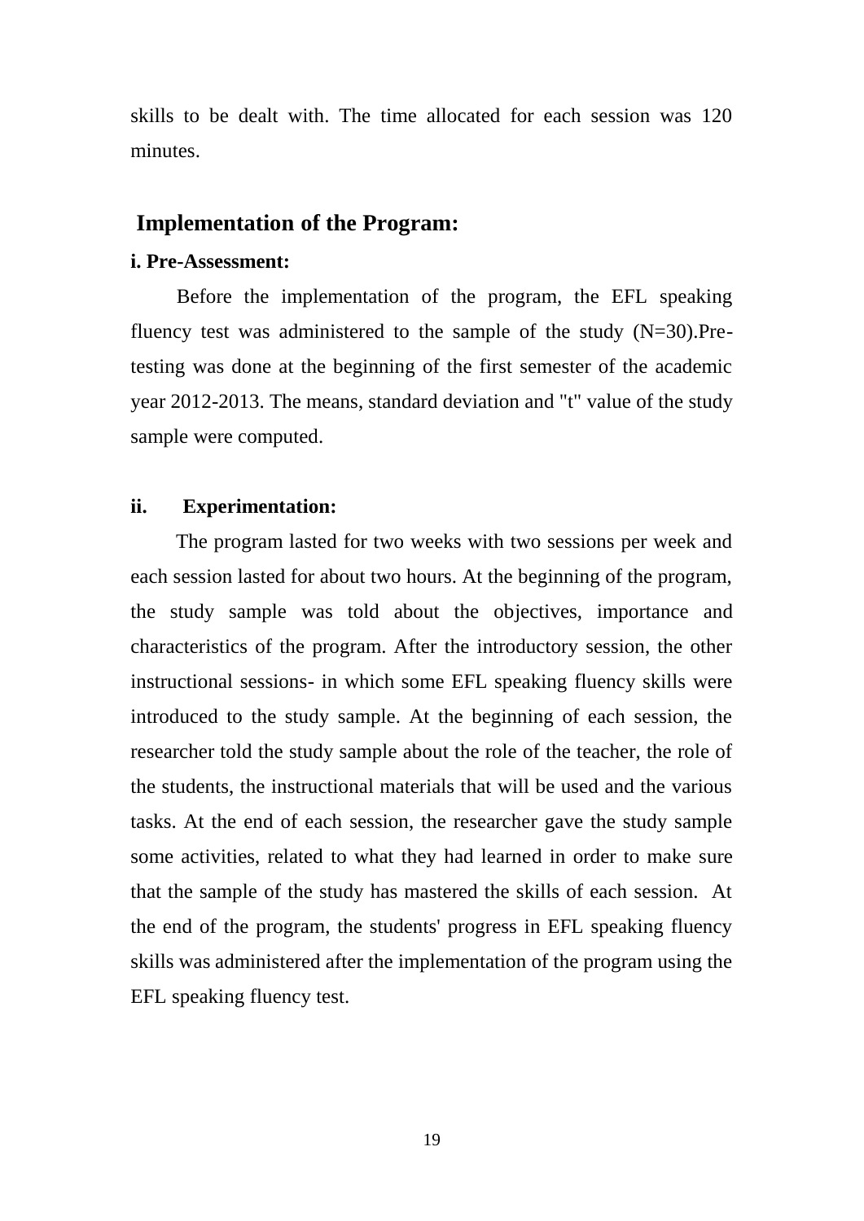skills to be dealt with. The time allocated for each session was 120 minutes.

## Implementation of the Program:

**i. Pre-Assessment:**

Before the implementation of the program, the EFL speaking fluency test was administered to the sample of the study (N=30).Pre-testing was done at the beginning of the first semester of the academic year 2012-2013. The means, standard deviation and "t" value of the study sample were computed.

**ii. Experimentation:**

The program lasted for two weeks with two sessions per week and each session lasted for about two hours. At the beginning of the program, the study sample was told about the objectives, importance and characteristics of the program. After the introductory session, the other instructional sessions- in which some EFL speaking fluency skills were introduced to the study sample. At the beginning of each session, the researcher told the study sample about the role of the teacher, the role of the students, the instructional materials that will be used and the various tasks. At the end of each session, the researcher gave the study sample some activities, related to what they had learned in order to make sure that the sample of the study has mastered the skills of each session. At the end of the program, the students' progress in EFL speaking fluency skills was administered after the implementation of the program using the EFL speaking fluency test.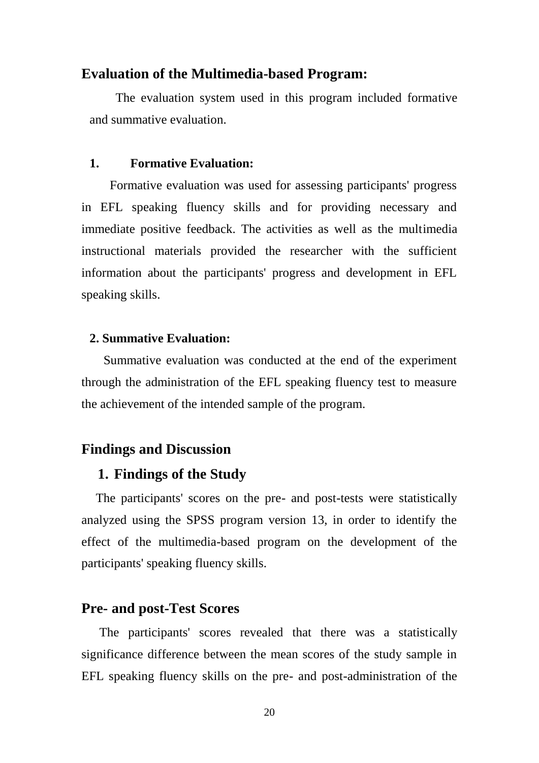## Evaluation of the Multimedia-based Program:

The evaluation system used in this program included formative and summative evaluation.

### 1. Formative Evaluation:

Formative evaluation was used for assessing participants' progress in EFL speaking fluency skills and for providing necessary and immediate positive feedback. The activities as well as the multimedia instructional materials provided the researcher with the sufficient information about the participants' progress and development in EFL speaking skills.

### 2. Summative Evaluation:

Summative evaluation was conducted at the end of the experiment through the administration of the EFL speaking fluency test to measure the achievement of the intended sample of the program.

## Findings and Discussion

### 1. Findings of the Study

The participants' scores on the pre- and post-tests were statistically analyzed using the SPSS program version 13, in order to identify the effect of the multimedia-based program on the development of the participants' speaking fluency skills.

## Pre- and post-Test Scores

The participants' scores revealed that there was a statistically significance difference between the mean scores of the study sample in EFL speaking fluency skills on the pre- and post-administration of the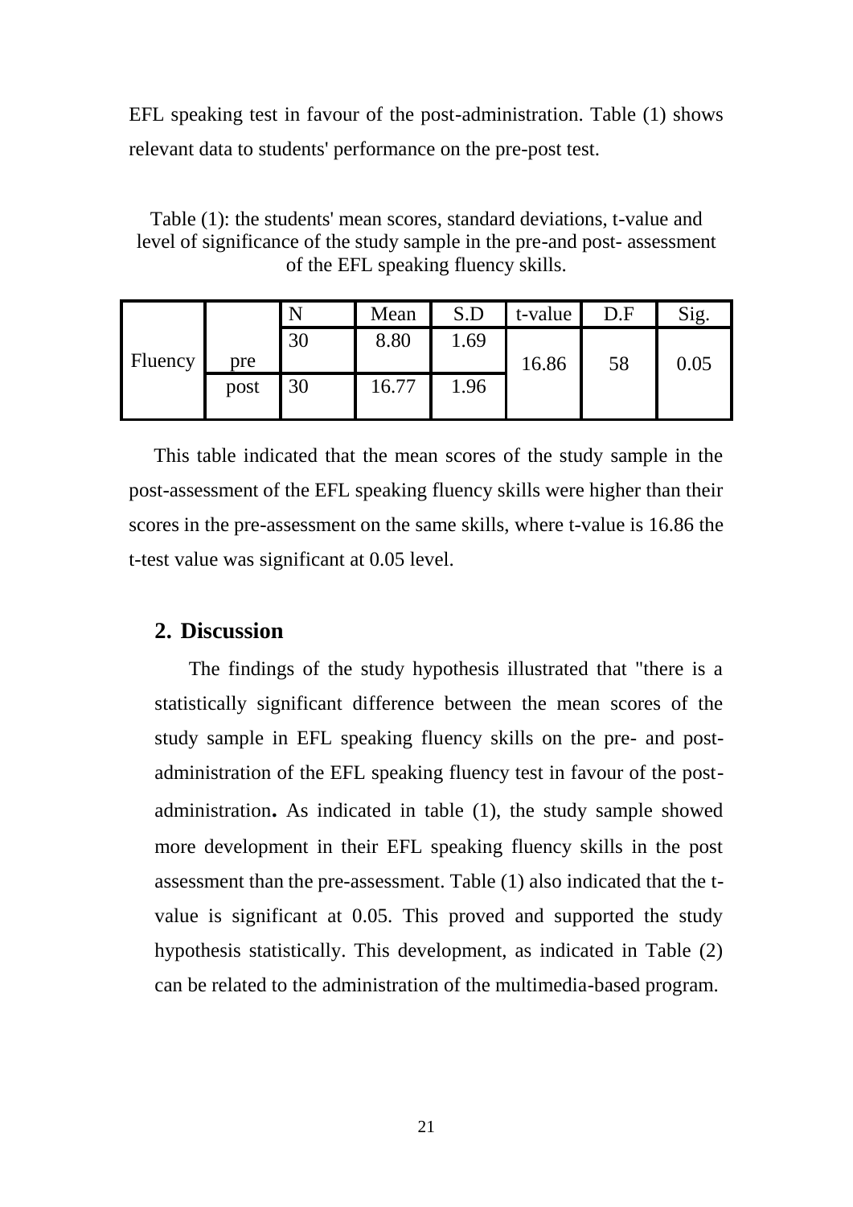EFL speaking test in favour of the post-administration. Table (1) shows relevant data to students' performance on the pre-post test.

Table (1): the students' mean scores, standard deviations, t-value and level of significance of the study sample in the pre-and post- assessment of the EFL speaking fluency skills.

| | | N | Mean | S.D | t-value | D.F | Sig. |
|---|---|---|---|---|---|---|---|
| Fluency | pre | 30 | 8.80 | 1.69 | 16.86 | 58 | 0.05 |
| | post | 30 | 16.77 | 1.96 | | | |

This table indicated that the mean scores of the study sample in the post-assessment of the EFL speaking fluency skills were higher than their scores in the pre-assessment on the same skills, where t-value is 16.86 the t-test value was significant at 0.05 level.

## 2. Discussion

The findings of the study hypothesis illustrated that "there is a statistically significant difference between the mean scores of the study sample in EFL speaking fluency skills on the pre- and post-administration of the EFL speaking fluency test in favour of the post-administration**.** As indicated in table (1), the study sample showed more development in their EFL speaking fluency skills in the post assessment than the pre-assessment. Table (1) also indicated that the t-value is significant at 0.05. This proved and supported the study hypothesis statistically. This development, as indicated in Table (2) can be related to the administration of the multimedia-based program.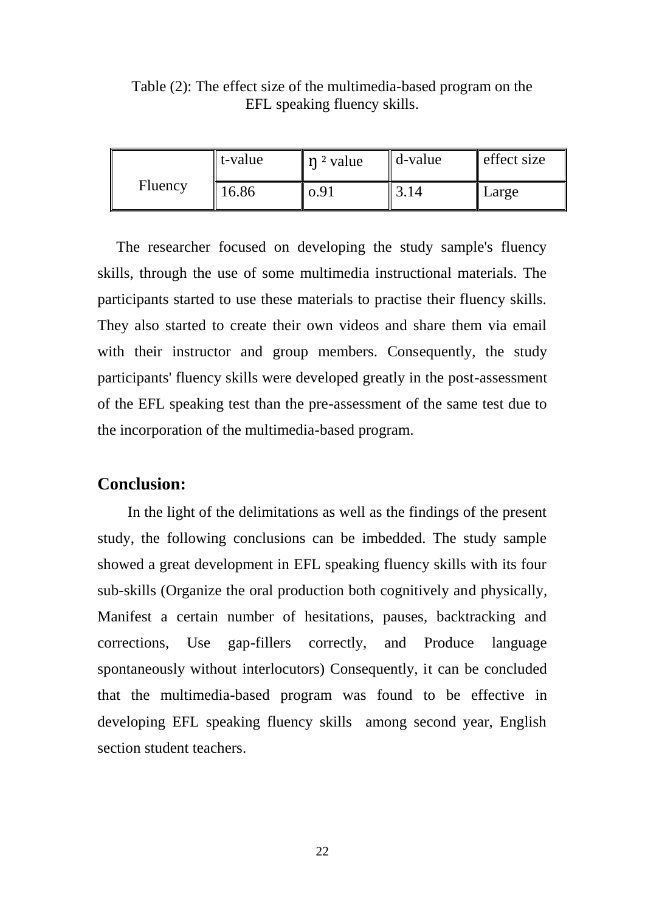Table (2): The effect size of the multimedia-based program on the EFL speaking fluency skills.

| | t-value | $\eta^2$ value | d-value | effect size |
|---|---|---|---|---|
| Fluency | 16.86 | o.91 | 3.14 | Large |

The researcher focused on developing the study sample's fluency skills, through the use of some multimedia instructional materials. The participants started to use these materials to practise their fluency skills. They also started to create their own videos and share them via email with their instructor and group members. Consequently, the study participants' fluency skills were developed greatly in the post-assessment of the EFL speaking test than the pre-assessment of the same test due to the incorporation of the multimedia-based program.

## Conclusion:

In the light of the delimitations as well as the findings of the present study, the following conclusions can be imbedded. The study sample showed a great development in EFL speaking fluency skills with its four sub-skills (Organize the oral production both cognitively and physically, Manifest a certain number of hesitations, pauses, backtracking and corrections, Use gap-fillers correctly, and Produce language spontaneously without interlocutors) Consequently, it can be concluded that the multimedia-based program was found to be effective in developing EFL speaking fluency skills among second year, English section student teachers.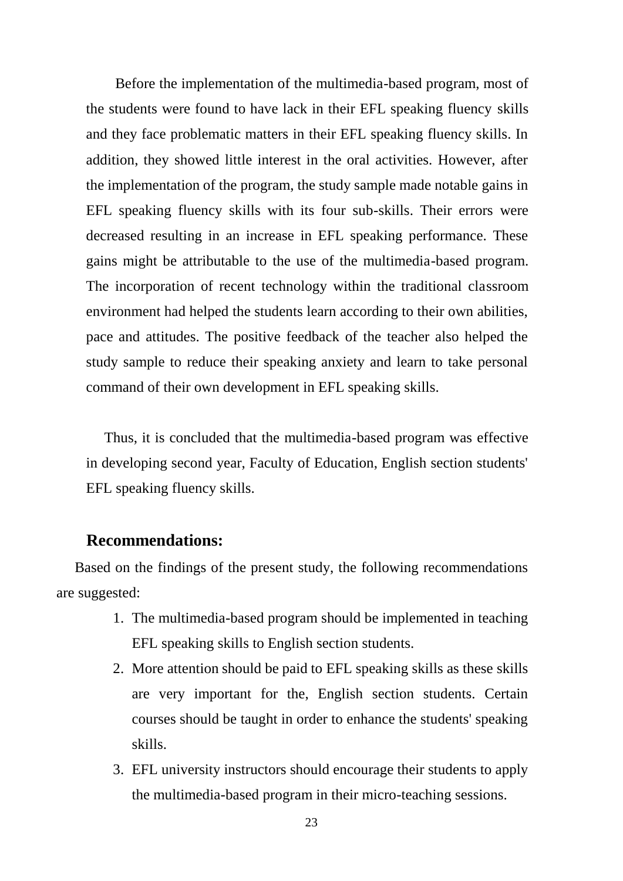Before the implementation of the multimedia-based program, most of the students were found to have lack in their EFL speaking fluency skills and they face problematic matters in their EFL speaking fluency skills. In addition, they showed little interest in the oral activities. However, after the implementation of the program, the study sample made notable gains in EFL speaking fluency skills with its four sub-skills. Their errors were decreased resulting in an increase in EFL speaking performance. These gains might be attributable to the use of the multimedia-based program. The incorporation of recent technology within the traditional classroom environment had helped the students learn according to their own abilities, pace and attitudes. The positive feedback of the teacher also helped the study sample to reduce their speaking anxiety and learn to take personal command of their own development in EFL speaking skills.

Thus, it is concluded that the multimedia-based program was effective in developing second year, Faculty of Education, English section students' EFL speaking fluency skills.

## Recommendations:

Based on the findings of the present study, the following recommendations are suggested:

1. The multimedia-based program should be implemented in teaching EFL speaking skills to English section students.
2. More attention should be paid to EFL speaking skills as these skills are very important for the, English section students. Certain courses should be taught in order to enhance the students' speaking skills.
3. EFL university instructors should encourage their students to apply the multimedia-based program in their micro-teaching sessions.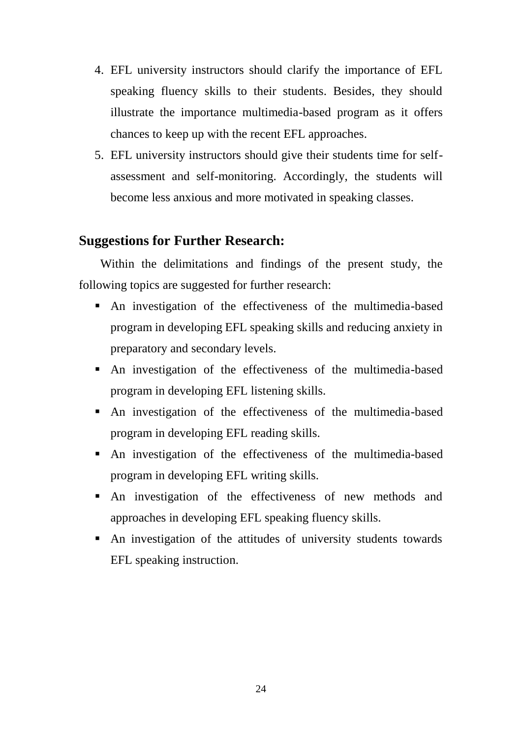4. EFL university instructors should clarify the importance of EFL speaking fluency skills to their students. Besides, they should illustrate the importance multimedia-based program as it offers chances to keep up with the recent EFL approaches.
5. EFL university instructors should give their students time for self-assessment and self-monitoring. Accordingly, the students will become less anxious and more motivated in speaking classes.

## Suggestions for Further Research:

Within the delimitations and findings of the present study, the following topics are suggested for further research:

- An investigation of the effectiveness of the multimedia-based program in developing EFL speaking skills and reducing anxiety in preparatory and secondary levels.
- An investigation of the effectiveness of the multimedia-based program in developing EFL listening skills.
- An investigation of the effectiveness of the multimedia-based program in developing EFL reading skills.
- An investigation of the effectiveness of the multimedia-based program in developing EFL writing skills.
- An investigation of the effectiveness of new methods and approaches in developing EFL speaking fluency skills.
- An investigation of the attitudes of university students towards EFL speaking instruction.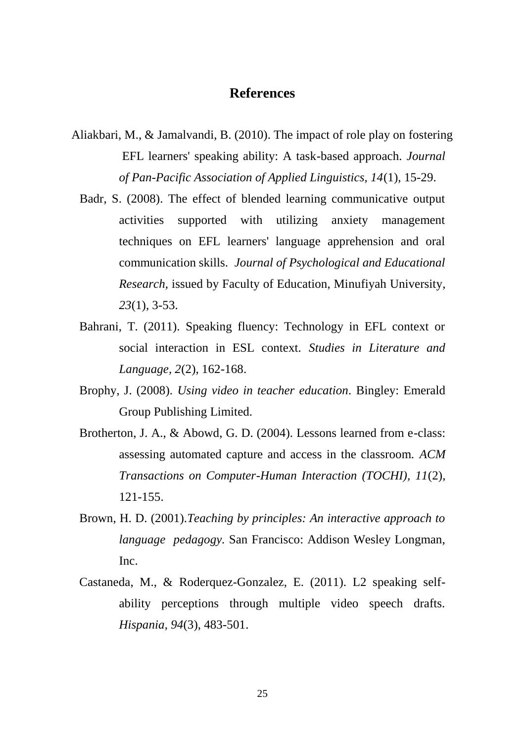# References

Aliakbari, M., & Jamalvandi, B. (2010). The impact of role play on fostering EFL learners' speaking ability: A task-based approach. *Journal of Pan-Pacific Association of Applied Linguistics, 14*(1), 15-29.

Badr, S. (2008). The effect of blended learning communicative output activities supported with utilizing anxiety management techniques on EFL learners' language apprehension and oral communication skills. *Journal of Psychological and Educational Research,* issued by Faculty of Education, Minufiyah University, *23*(1), 3-53.

Bahrani, T. (2011). Speaking fluency: Technology in EFL context or social interaction in ESL context. *Studies in Literature and Language, 2*(2), 162-168.

Brophy, J. (2008). *Using video in teacher education*. Bingley: Emerald Group Publishing Limited.

Brotherton, J. A., & Abowd, G. D. (2004). Lessons learned from e-class: assessing automated capture and access in the classroom. *ACM Transactions on Computer-Human Interaction (TOCHI), 11*(2), 121-155.

Brown, H. D. (2001).*Teaching by principles: An interactive approach to language pedagogy*. San Francisco: Addison Wesley Longman, Inc.

Castaneda, M., & Roderquez-Gonzalez, E. (2011). L2 speaking self-ability perceptions through multiple video speech drafts. *Hispania, 94*(3), 483-501.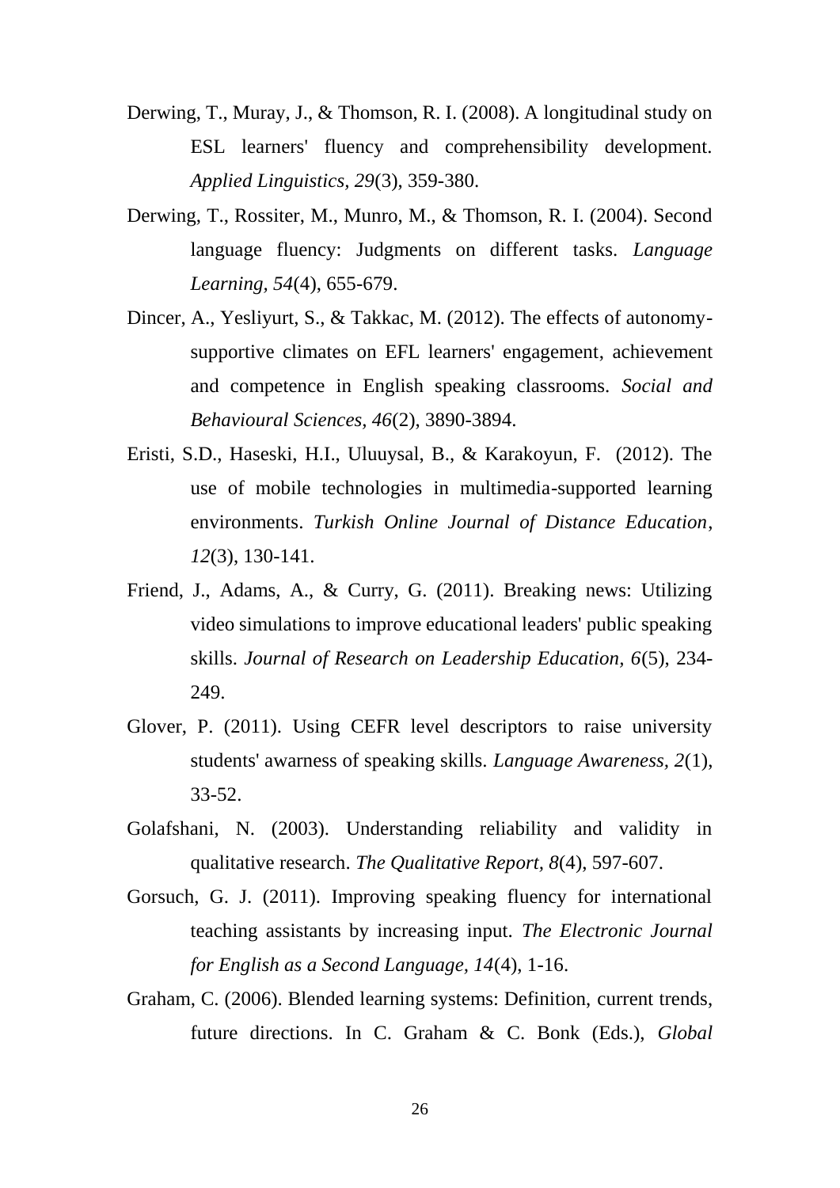Derwing, T., Muray, J., & Thomson, R. I. (2008). A longitudinal study on ESL learners' fluency and comprehensibility development. *Applied Linguistics, 29*(3), 359-380.

Derwing, T., Rossiter, M., Munro, M., & Thomson, R. I. (2004). Second language fluency: Judgments on different tasks. *Language Learning, 54*(4), 655-679.

Dincer, A., Yesliyurt, S., & Takkac, M. (2012). The effects of autonomy-supportive climates on EFL learners' engagement, achievement and competence in English speaking classrooms. *Social and Behavioural Sciences, 46*(2), 3890-3894.

Eristi, S.D., Haseski, H.I., Uluuysal, B., & Karakoyun, F. (2012). The use of mobile technologies in multimedia-supported learning environments. *Turkish Online Journal of Distance Education*, *12*(3), 130-141.

Friend, J., Adams, A., & Curry, G. (2011). Breaking news: Utilizing video simulations to improve educational leaders' public speaking skills. *Journal of Research on Leadership Education, 6*(5), 234-249.

Glover, P. (2011). Using CEFR level descriptors to raise university students' awarness of speaking skills. *Language Awareness, 2*(1), 33-52.

Golafshani, N. (2003). Understanding reliability and validity in qualitative research. *The Qualitative Report, 8*(4), 597-607.

Gorsuch, G. J. (2011). Improving speaking fluency for international teaching assistants by increasing input. *The Electronic Journal for English as a Second Language, 14*(4), 1-16.

Graham, C. (2006). Blended learning systems: Definition, current trends, future directions. In C. Graham & C. Bonk (Eds.), *Global*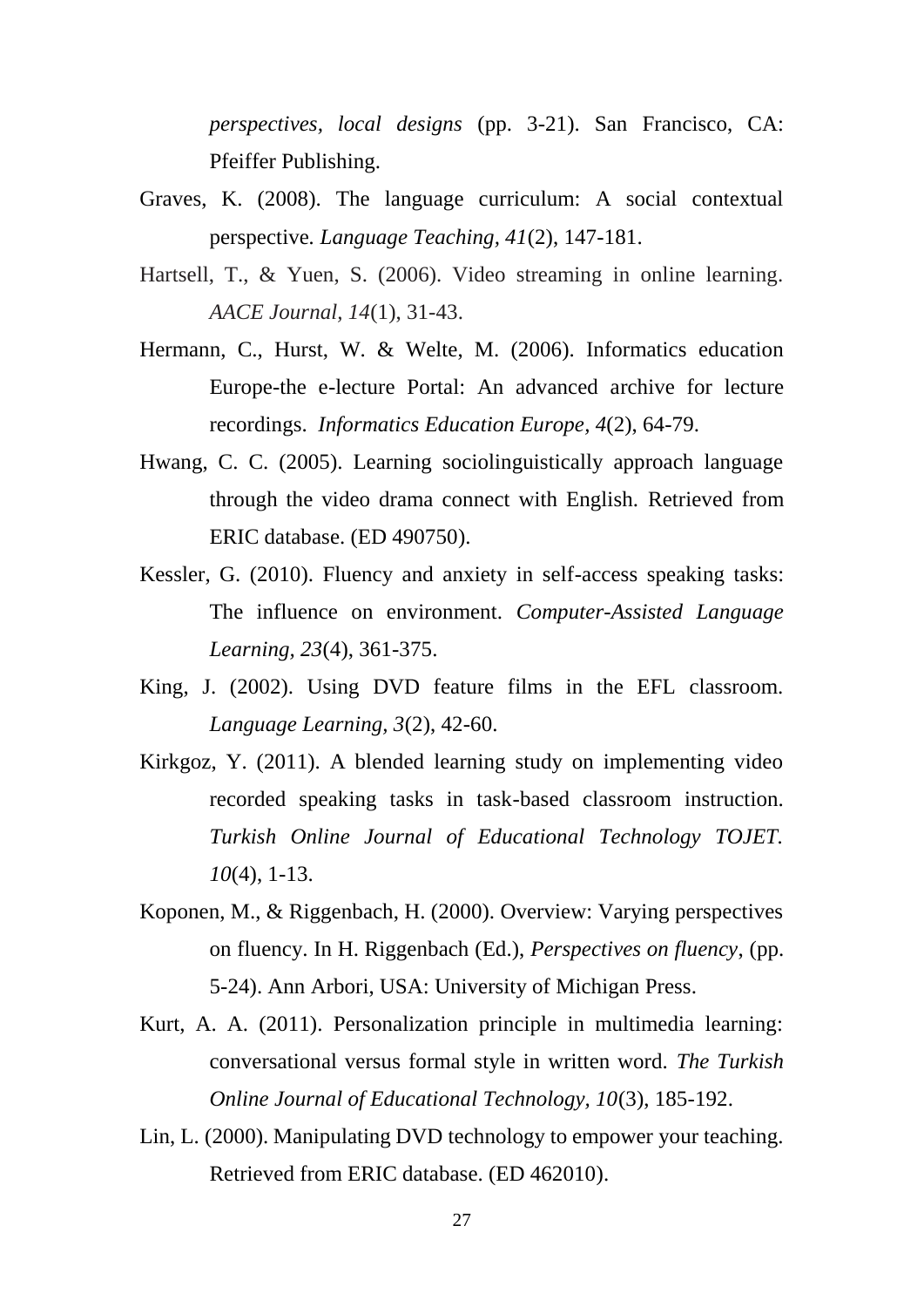perspectives, local designs* (pp. 3-21). San Francisco, CA: Pfeiffer Publishing.

Graves, K. (2008). The language curriculum: A social contextual perspective. *Language Teaching, 41*(2), 147-181.

Hartsell, T., & Yuen, S. (2006). Video streaming in online learning. *AACE Journal, 14*(1), 31-43.

Hermann, C., Hurst, W. & Welte, M. (2006). Informatics education Europe-the e-lecture Portal: An advanced archive for lecture recordings. *Informatics Education Europe, 4*(2), 64-79.

Hwang, C. C. (2005). Learning sociolinguistically approach language through the video drama connect with English. Retrieved from ERIC database. (ED 490750).

Kessler, G. (2010). Fluency and anxiety in self-access speaking tasks: The influence on environment. *Computer-Assisted Language Learning, 23*(4), 361-375.

King, J. (2002). Using DVD feature films in the EFL classroom. *Language Learning, 3*(2), 42-60.

Kirkgoz, Y. (2011). A blended learning study on implementing video recorded speaking tasks in task-based classroom instruction. *Turkish Online Journal of Educational Technology TOJET. 10*(4), 1-13.

Koponen, M., & Riggenbach, H. (2000). Overview: Varying perspectives on fluency. In H. Riggenbach (Ed.), *Perspectives on fluency*, (pp. 5-24). Ann Arbori, USA: University of Michigan Press.

Kurt, A. A. (2011). Personalization principle in multimedia learning: conversational versus formal style in written word. *The Turkish Online Journal of Educational Technology, 10*(3), 185-192.

Lin, L. (2000). Manipulating DVD technology to empower your teaching. Retrieved from ERIC database. (ED 462010).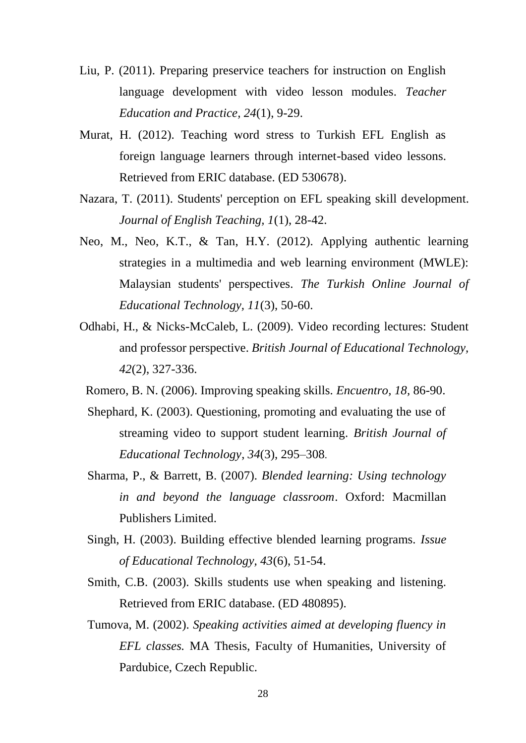Liu, P. (2011). Preparing preservice teachers for instruction on English language development with video lesson modules. *Teacher Education and Practice*, *24*(1), 9-29.

Murat, H. (2012). Teaching word stress to Turkish EFL English as foreign language learners through internet-based video lessons. Retrieved from ERIC database. (ED 530678).

Nazara, T. (2011). Students' perception on EFL speaking skill development. *Journal of English Teaching, 1*(1), 28-42.

Neo, M., Neo, K.T., & Tan, H.Y. (2012). Applying authentic learning strategies in a multimedia and web learning environment (MWLE): Malaysian students' perspectives. *The Turkish Online Journal of Educational Technology, 11*(3), 50-60.

Odhabi, H., & Nicks-McCaleb, L. (2009). Video recording lectures: Student and professor perspective. *British Journal of Educational Technology, 42*(2), 327-336.

Romero, B. N. (2006). Improving speaking skills. *Encuentro*, *18*, 86-90.

Shephard, K. (2003). Questioning, promoting and evaluating the use of streaming video to support student learning. *British Journal of Educational Technology*, *34*(3), 295–308.

Sharma, P., & Barrett, B. (2007). *Blended learning: Using technology in and beyond the language classroom*. Oxford: Macmillan Publishers Limited.

Singh, H. (2003). Building effective blended learning programs. *Issue of Educational Technology, 43*(6), 51-54.

Smith, C.B. (2003). Skills students use when speaking and listening. Retrieved from ERIC database. (ED 480895).

Tumova, M. (2002). *Speaking activities aimed at developing fluency in EFL classes.* MA Thesis, Faculty of Humanities, University of Pardubice, Czech Republic.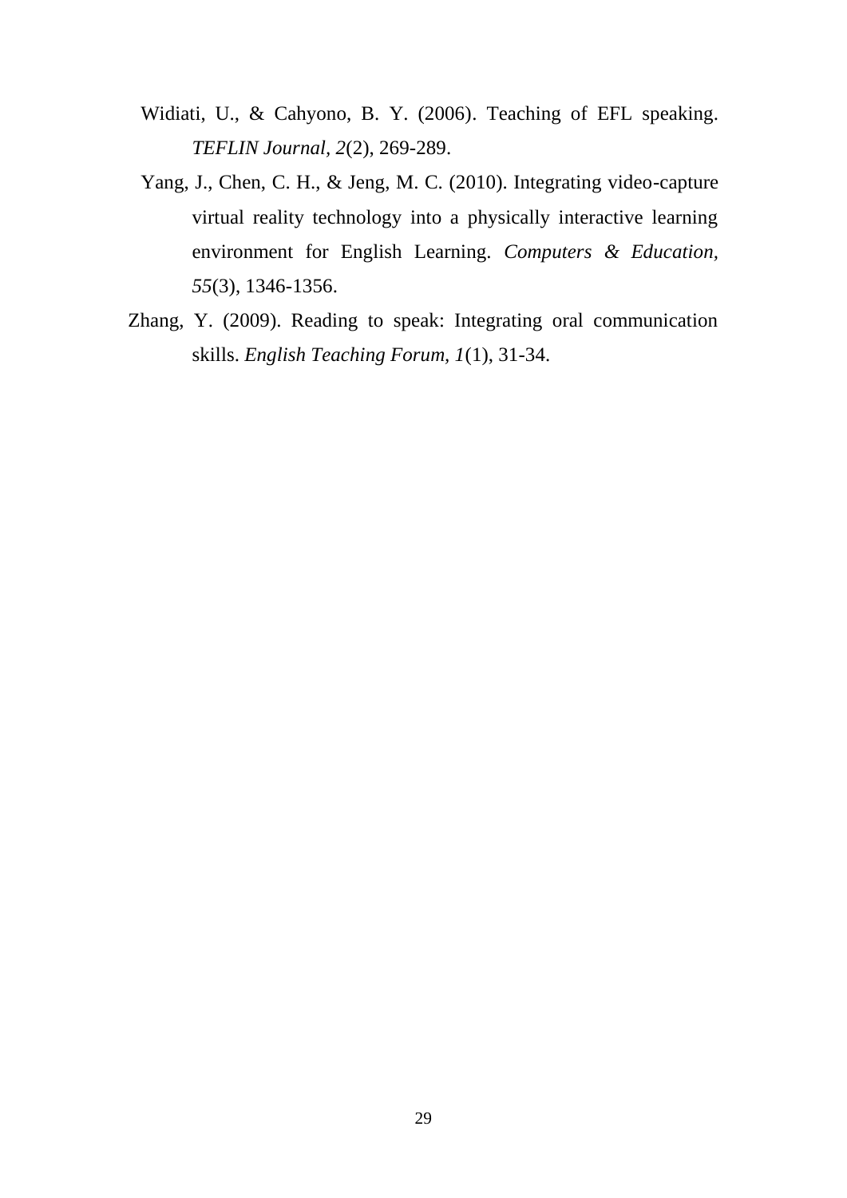Widiati, U., & Cahyono, B. Y. (2006). Teaching of EFL speaking. *TEFLIN Journal*, *2*(2), 269-289.

Yang, J., Chen, C. H., & Jeng, M. C. (2010). Integrating video-capture virtual reality technology into a physically interactive learning environment for English Learning. *Computers & Education*, *55*(3), 1346-1356.

Zhang, Y. (2009). Reading to speak: Integrating oral communication skills. *English Teaching Forum*, *1*(1), 31-34.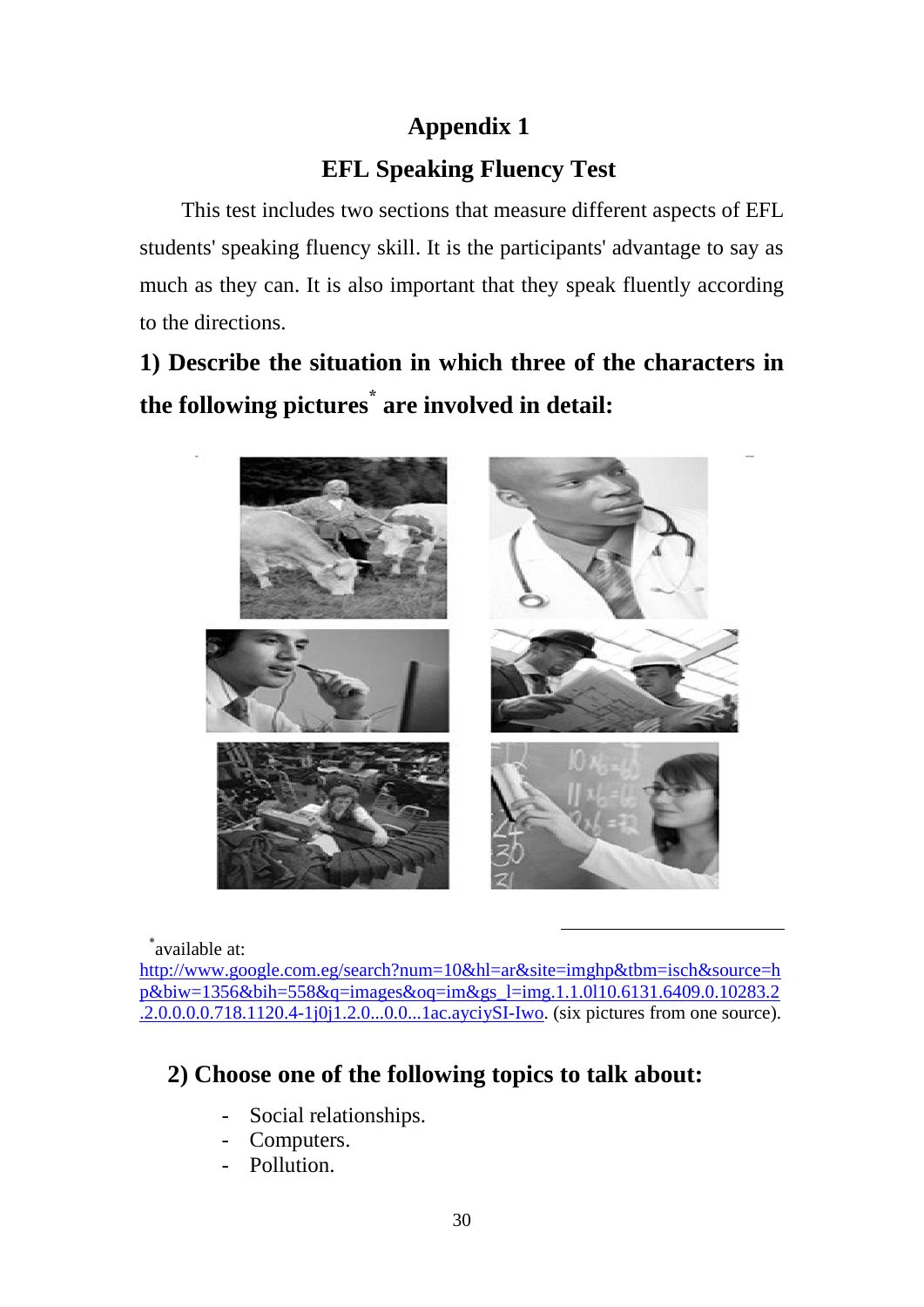# Appendix 1

## EFL Speaking Fluency Test

This test includes two sections that measure different aspects of EFL students' speaking fluency skill. It is the participants' advantage to say as much as they can. It is also important that they speak fluently according to the directions.

**1) Describe the situation in which three of the characters in the following pictures[*] are involved in detail:**

[*]available at: http://www.google.com.eg/search?num=10&hl=ar&site=imghp&tbm=isch&source=hp&biw=1356&bih=558&q=images&oq=im&gs_l=img.1.1.0l10.6131.6409.0.10283.2.2.0.0.0.0.718.1120.4-1j0j1.2.0...0.0...1ac.ayciySI-Iwo. (six pictures from one source).

**2) Choose one of the following topics to talk about:**

- Social relationships.
- Computers.
- Pollution.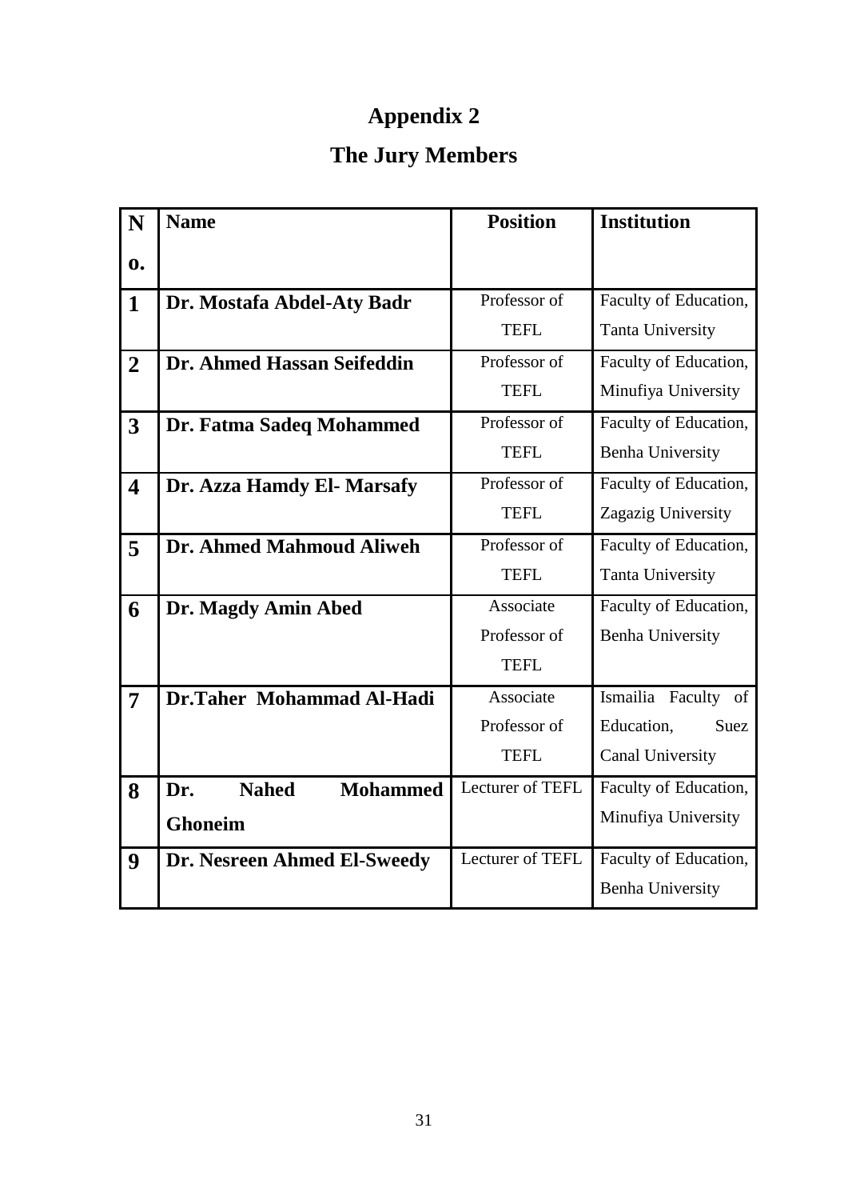# Appendix 2

## The Jury Members

| No. | Name | Position | Institution |
|---|---|---|---|
| 1 | **Dr. Mostafa Abdel-Aty Badr** | Professor of TEFL | Faculty of Education, Tanta University |
| 2 | **Dr. Ahmed Hassan Seifeddin** | Professor of TEFL | Faculty of Education, Minufiya University |
| 3 | **Dr. Fatma Sadeq Mohammed** | Professor of TEFL | Faculty of Education, Benha University |
| 4 | **Dr. Azza Hamdy El- Marsafy** | Professor of TEFL | Faculty of Education, Zagazig University |
| 5 | **Dr. Ahmed Mahmoud Aliweh** | Professor of TEFL | Faculty of Education, Tanta University |
| 6 | **Dr. Magdy Amin Abed** | Associate Professor of TEFL | Faculty of Education, Benha University |
| 7 | **Dr.Taher Mohammad Al-Hadi** | Associate Professor of TEFL | Ismailia Faculty of Education, Suez Canal University |
| 8 | **Dr. Nahed Mohammed Ghoneim** | Lecturer of TEFL | Faculty of Education, Minufiya University |
| 9 | **Dr. Nesreen Ahmed El-Sweedy** | Lecturer of TEFL | Faculty of Education, Benha University |